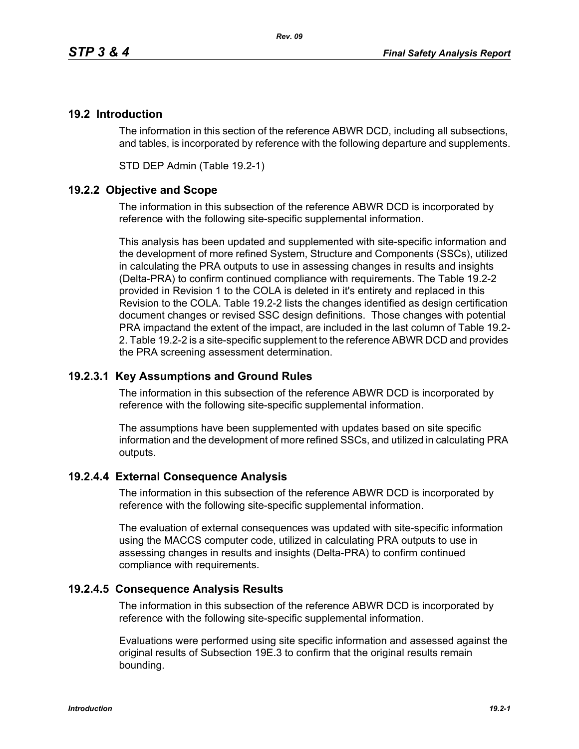## 19.2 Introduction

The information in this section of the reference ABWR DCD, including all subsections, and tables, is incorporated by reference with the following departure and supplements.

STD DEP Admin (Table 19.2-1)

### 19.2.2 Objective and Scope

The information in this subsection of the reference ABWR DCD is incorporated by reference with the following site-specific supplemental information.

This analysis has been updated and supplemented with site-specific information and the development of more refined System, Structure and Components (SSCs), utilized in calculating the PRA outputs to use in assessing changes in results and insights (Delta-PRA) to confirm continued compliance with requirements. The Table 19.2-2 provided in Revision 1 to the COLA is deleted in it's entirety and replaced in this Revision to the COLA. Table 19.2-2 lists the changes identified as design certification document changes or revised SSC design definitions. Those changes with potential PRA impactand the extent of the impact, are included in the last column of Table 19.2-2. Table 19.2-2 is a site-specific supplement to the reference ABWR DCD and provides the PRA screening assessment determination.

#### 19.2.3.1 Key Assumptions and Ground Rules

The information in this subsection of the reference ABWR DCD is incorporated by reference with the following site-specific supplemental information.

The assumptions have been supplemented with updates based on site specific information and the development of more refined SSCs, and utilized in calculating PRA outputs.

#### 19.2.4.4 External Consequence Analysis

The information in this subsection of the reference ABWR DCD is incorporated by reference with the following site-specific supplemental information.

The evaluation of external consequences was updated with site-specific information using the MACCS computer code, utilized in calculating PRA outputs to use in assessing changes in results and insights (Delta-PRA) to confirm continued compliance with requirements.

#### 19.2.4.5 Consequence Analysis Results

The information in this subsection of the reference ABWR DCD is incorporated by reference with the following site-specific supplemental information.

Evaluations were performed using site specific information and assessed against the original results of Subsection 19E.3 to confirm that the original results remain bounding.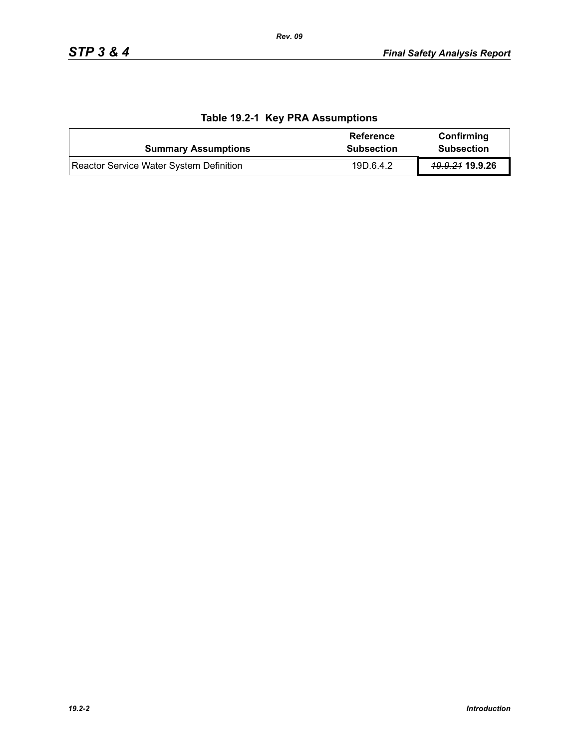**Table 19.2-1 Key PRA Assumptions**

| Summary Assumptions | Reference Subsection | Confirming Subsection |
|---|---|---|
| Reactor Service Water System Definition | 19D.6.4.2 | ~~*19.9.21*~~ **19.9.26** |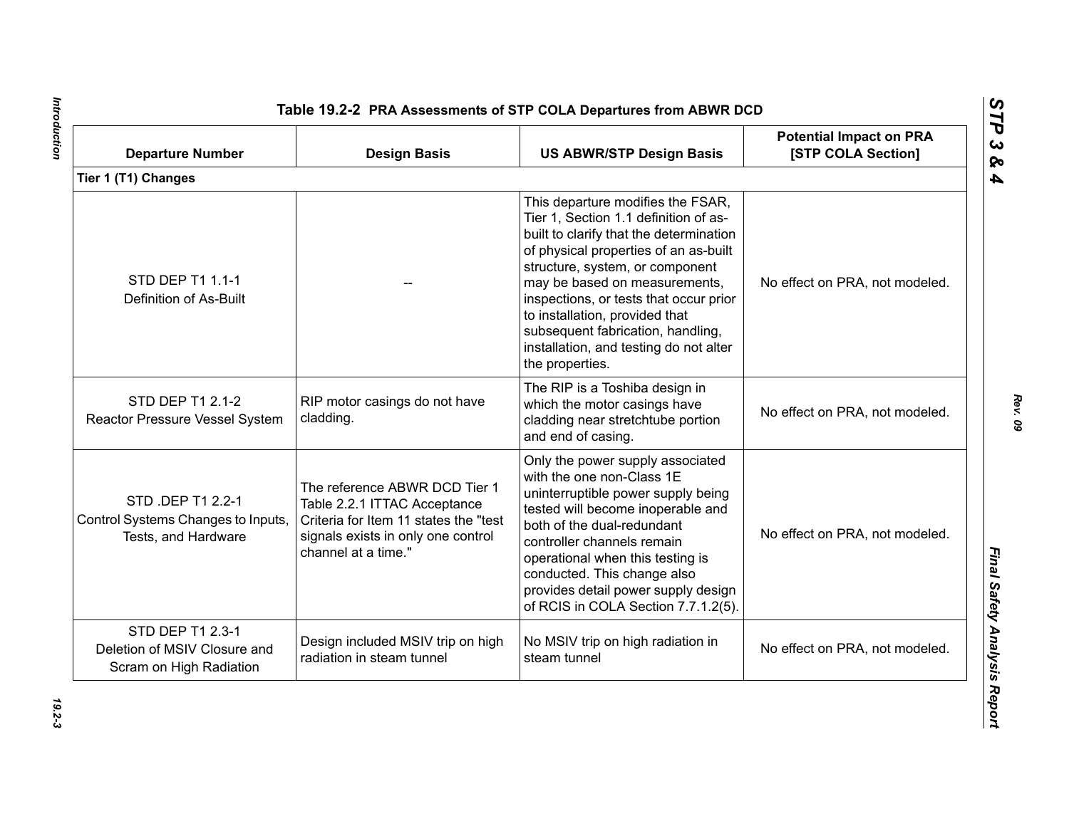Table 19.2-2 PRA Assessments of STP COLA Departures from ABWR DCD

| Departure Number | Design Basis | US ABWR/STP Design Basis | Potential Impact on PRA [STP COLA Section] |
|---|---|---|---|
| **Tier 1 (T1) Changes** | | | |
| STD DEP T1 1.1-1 Definition of As-Built | -- | This departure modifies the FSAR, Tier 1, Section 1.1 definition of as-built to clarify that the determination of physical properties of an as-built structure, system, or component may be based on measurements, inspections, or tests that occur prior to installation, provided that subsequent fabrication, handling, installation, and testing do not alter the properties. | No effect on PRA, not modeled. |
| STD DEP T1 2.1-2 Reactor Pressure Vessel System | RIP motor casings do not have cladding. | The RIP is a Toshiba design in which the motor casings have cladding near stretchtube portion and end of casing. | No effect on PRA, not modeled. |
| STD .DEP T1 2.2-1 Control Systems Changes to Inputs, Tests, and Hardware | The reference ABWR DCD Tier 1 Table 2.2.1 ITTAC Acceptance Criteria for Item 11 states the "test signals exists in only one control channel at a time." | Only the power supply associated with the one non-Class 1E uninterruptible power supply being tested will become inoperable and both of the dual-redundant controller channels remain operational when this testing is conducted. This change also provides detail power supply design of RCIS in COLA Section 7.7.1.2(5). | No effect on PRA, not modeled. |
| STD DEP T1 2.3-1 Deletion of MSIV Closure and Scram on High Radiation | Design included MSIV trip on high radiation in steam tunnel | No MSIV trip on high radiation in steam tunnel | No effect on PRA, not modeled. |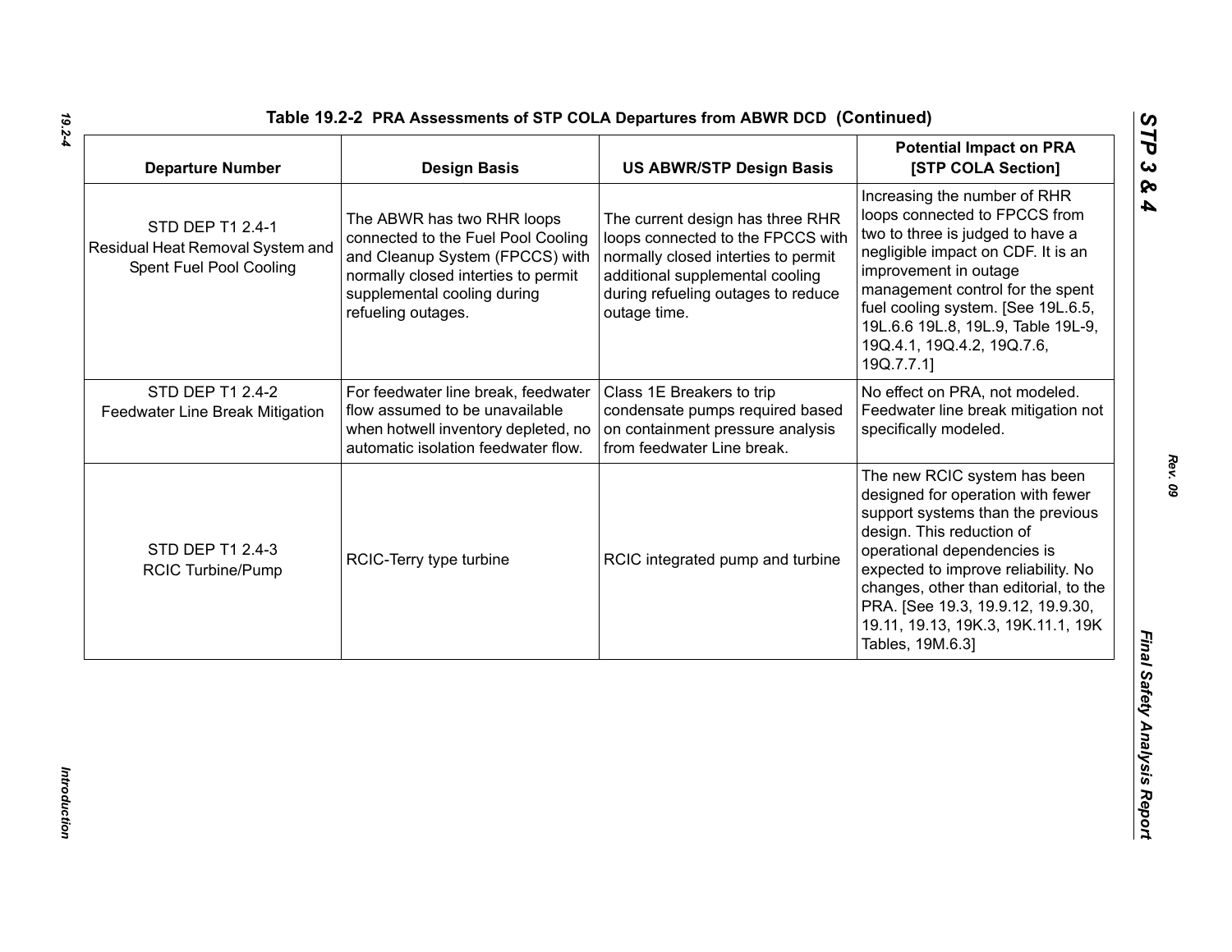**Table 19.2-2 PRA Assessments of STP COLA Departures from ABWR DCD (Continued)**

| Departure Number | Design Basis | US ABWR/STP Design Basis | Potential Impact on PRA [STP COLA Section] |
|---|---|---|---|
| STD DEP T1 2.4-1 Residual Heat Removal System and Spent Fuel Pool Cooling | The ABWR has two RHR loops connected to the Fuel Pool Cooling and Cleanup System (FPCCS) with normally closed interties to permit supplemental cooling during refueling outages. | The current design has three RHR loops connected to the FPCCS with normally closed interties to permit additional supplemental cooling during refueling outages to reduce outage time. | Increasing the number of RHR loops connected to FPCCS from two to three is judged to have a negligible impact on CDF. It is an improvement in outage management control for the spent fuel cooling system. [See 19L.6.5, 19L.6.6 19L.8, 19L.9, Table 19L-9, 19Q.4.1, 19Q.4.2, 19Q.7.6, 19Q.7.7.1] |
| STD DEP T1 2.4-2 Feedwater Line Break Mitigation | For feedwater line break, feedwater flow assumed to be unavailable when hotwell inventory depleted, no automatic isolation feedwater flow. | Class 1E Breakers to trip condensate pumps required based on containment pressure analysis from feedwater Line break. | No effect on PRA, not modeled. Feedwater line break mitigation not specifically modeled. |
| STD DEP T1 2.4-3 RCIC Turbine/Pump | RCIC-Terry type turbine | RCIC integrated pump and turbine | The new RCIC system has been designed for operation with fewer support systems than the previous design. This reduction of operational dependencies is expected to improve reliability. No changes, other than editorial, to the PRA. [See 19.3, 19.9.12, 19.9.30, 19.11, 19.13, 19K.3, 19K.11.1, 19K Tables, 19M.6.3] |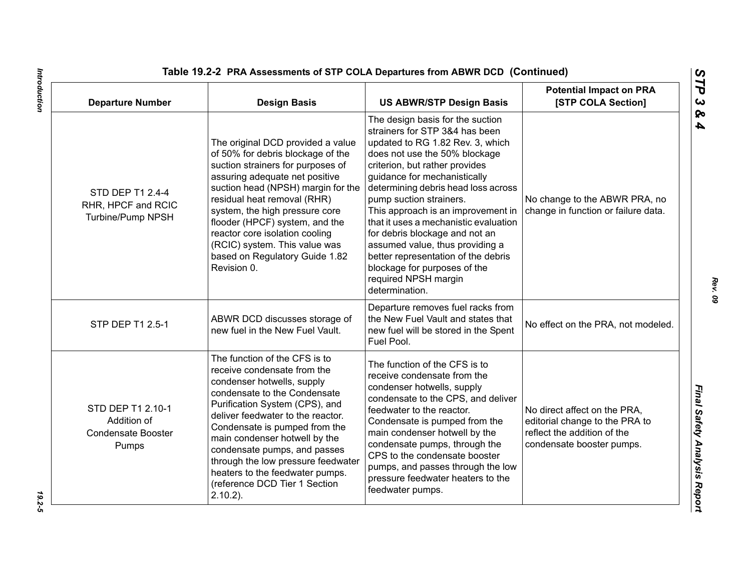**Table 19.2-2 PRA Assessments of STP COLA Departures from ABWR DCD (Continued)**

| Departure Number | Design Basis | US ABWR/STP Design Basis | Potential Impact on PRA [STP COLA Section] |
|---|---|---|---|
| STD DEP T1 2.4-4 RHR, HPCF and RCIC Turbine/Pump NPSH | The original DCD provided a value of 50% for debris blockage of the suction strainers for purposes of assuring adequate net positive suction head (NPSH) margin for the residual heat removal (RHR) system, the high pressure core flooder (HPCF) system, and the reactor core isolation cooling (RCIC) system. This value was based on Regulatory Guide 1.82 Revision 0. | The design basis for the suction strainers for STP 3&4 has been updated to RG 1.82 Rev. 3, which does not use the 50% blockage criterion, but rather provides guidance for mechanistically determining debris head loss across pump suction strainers. This approach is an improvement in that it uses a mechanistic evaluation for debris blockage and not an assumed value, thus providing a better representation of the debris blockage for purposes of the required NPSH margin determination. | No change to the ABWR PRA, no change in function or failure data. |
| STP DEP T1 2.5-1 | ABWR DCD discusses storage of new fuel in the New Fuel Vault. | Departure removes fuel racks from the New Fuel Vault and states that new fuel will be stored in the Spent Fuel Pool. | No effect on the PRA, not modeled. |
| STD DEP T1 2.10-1 Addition of Condensate Booster Pumps | The function of the CFS is to receive condensate from the condenser hotwells, supply condensate to the Condensate Purification System (CPS), and deliver feedwater to the reactor. Condensate is pumped from the main condenser hotwell by the condensate pumps, and passes through the low pressure feedwater heaters to the feedwater pumps. (reference DCD Tier 1 Section 2.10.2). | The function of the CFS is to receive condensate from the condenser hotwells, supply condensate to the CPS, and deliver feedwater to the reactor. Condensate is pumped from the main condenser hotwell by the condensate pumps, through the CPS to the condensate booster pumps, and passes through the low pressure feedwater heaters to the feedwater pumps. | No direct affect on the PRA, editorial change to the PRA to reflect the addition of the condensate booster pumps. |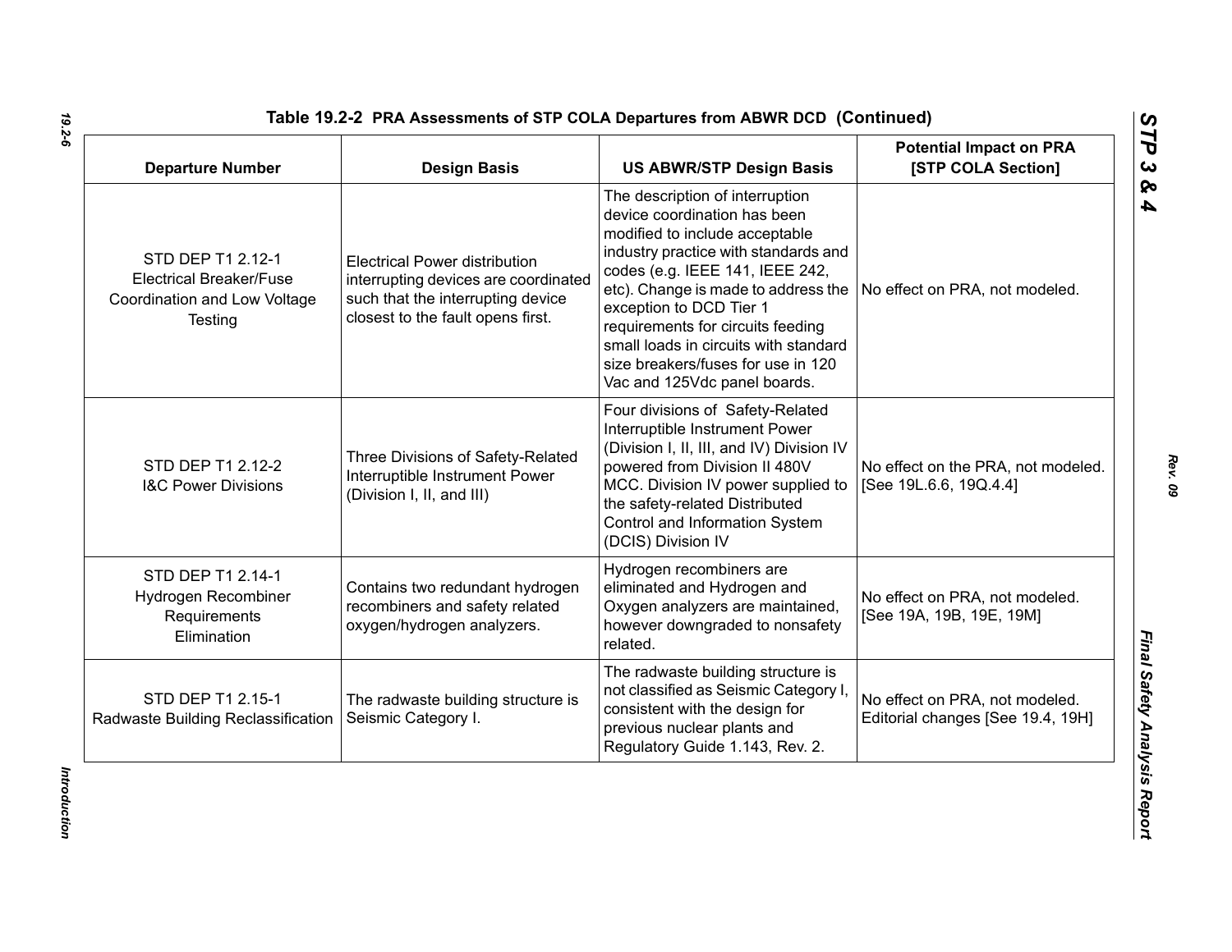### Table 19.2-2 PRA Assessments of STP COLA Departures from ABWR DCD (Continued)

| Departure Number | Design Basis | US ABWR/STP Design Basis | Potential Impact on PRA [STP COLA Section] |
|---|---|---|---|
| STD DEP T1 2.12-1 Electrical Breaker/Fuse Coordination and Low Voltage Testing | Electrical Power distribution interrupting devices are coordinated such that the interrupting device closest to the fault opens first. | The description of interruption device coordination has been modified to include acceptable industry practice with standards and codes (e.g. IEEE 141, IEEE 242, etc). Change is made to address the exception to DCD Tier 1 requirements for circuits feeding small loads in circuits with standard size breakers/fuses for use in 120 Vac and 125Vdc panel boards. | No effect on PRA, not modeled. |
| STD DEP T1 2.12-2 I&C Power Divisions | Three Divisions of Safety-Related Interruptible Instrument Power (Division I, II, and III) | Four divisions of Safety-Related Interruptible Instrument Power (Division I, II, III, and IV) Division IV powered from Division II 480V MCC. Division IV power supplied to the safety-related Distributed Control and Information System (DCIS) Division IV | No effect on the PRA, not modeled. [See 19L.6.6, 19Q.4.4] |
| STD DEP T1 2.14-1 Hydrogen Recombiner Requirements Elimination | Contains two redundant hydrogen recombiners and safety related oxygen/hydrogen analyzers. | Hydrogen recombiners are eliminated and Hydrogen and Oxygen analyzers are maintained, however downgraded to nonsafety related. | No effect on PRA, not modeled. [See 19A, 19B, 19E, 19M] |
| STD DEP T1 2.15-1 Radwaste Building Reclassification | The radwaste building structure is Seismic Category I. | The radwaste building structure is not classified as Seismic Category I, consistent with the design for previous nuclear plants and Regulatory Guide 1.143, Rev. 2. | No effect on PRA, not modeled. Editorial changes [See 19.4, 19H] |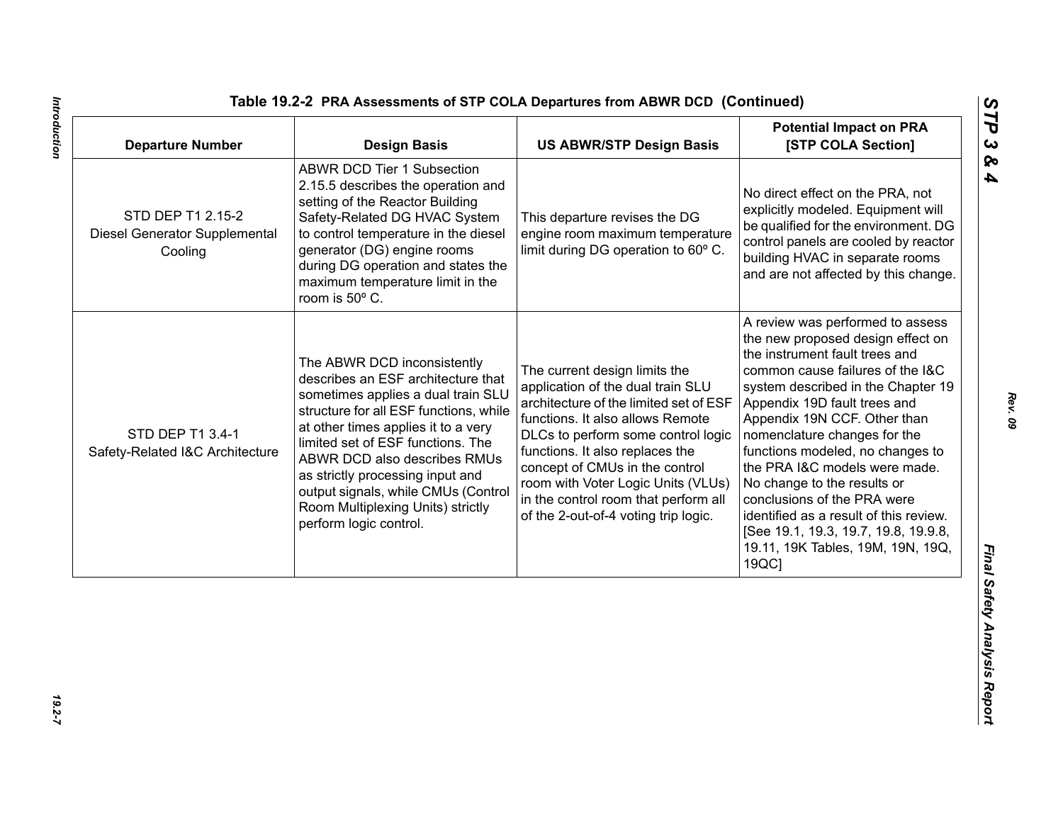## Table 19.2-2 PRA Assessments of STP COLA Departures from ABWR DCD (Continued)

| Departure Number | Design Basis | US ABWR/STP Design Basis | Potential Impact on PRA [STP COLA Section] |
|---|---|---|---|
| STD DEP T1 2.15-2 Diesel Generator Supplemental Cooling | ABWR DCD Tier 1 Subsection 2.15.5 describes the operation and setting of the Reactor Building Safety-Related DG HVAC System to control temperature in the diesel generator (DG) engine rooms during DG operation and states the maximum temperature limit in the room is 50º C. | This departure revises the DG engine room maximum temperature limit during DG operation to 60º C. | No direct effect on the PRA, not explicitly modeled. Equipment will be qualified for the environment. DG control panels are cooled by reactor building HVAC in separate rooms and are not affected by this change. |
| STD DEP T1 3.4-1 Safety-Related I&C Architecture | The ABWR DCD inconsistently describes an ESF architecture that sometimes applies a dual train SLU structure for all ESF functions, while at other times applies it to a very limited set of ESF functions. The ABWR DCD also describes RMUs as strictly processing input and output signals, while CMUs (Control Room Multiplexing Units) strictly perform logic control. | The current design limits the application of the dual train SLU architecture of the limited set of ESF functions. It also allows Remote DLCs to perform some control logic functions. It also replaces the concept of CMUs in the control room with Voter Logic Units (VLUs) in the control room that perform all of the 2-out-of-4 voting trip logic. | A review was performed to assess the new proposed design effect on the instrument fault trees and common cause failures of the I&C system described in the Chapter 19 Appendix 19D fault trees and Appendix 19N CCF. Other than nomenclature changes for the functions modeled, no changes to the PRA I&C models were made. No change to the results or conclusions of the PRA were identified as a result of this review. [See 19.1, 19.3, 19.7, 19.8, 19.9.8, 19.11, 19K Tables, 19M, 19N, 19Q, 19QC] |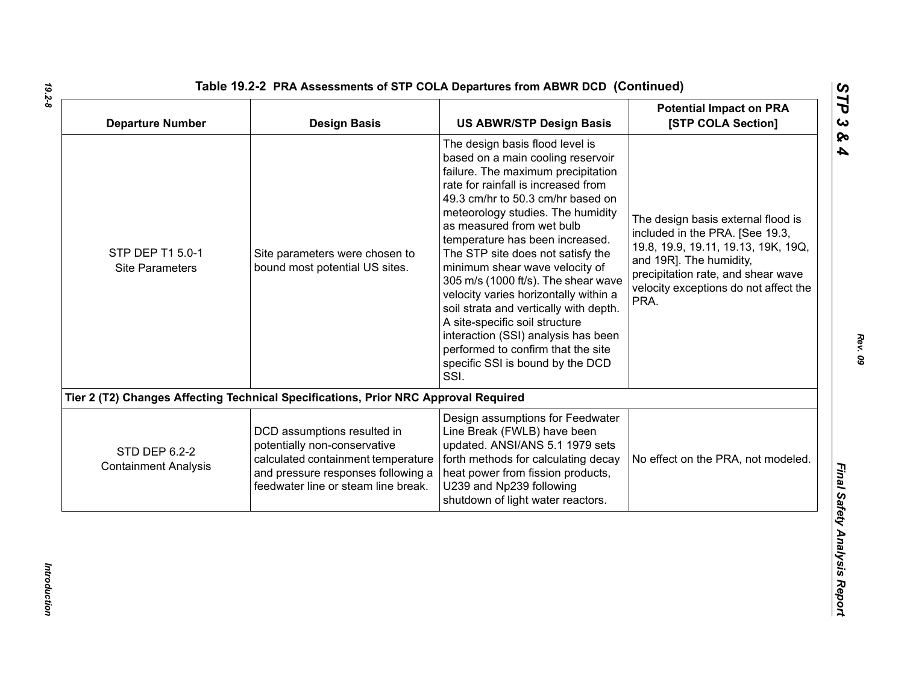**Table 19.2-2 PRA Assessments of STP COLA Departures from ABWR DCD (Continued)**

| Departure Number | Design Basis | US ABWR/STP Design Basis | Potential Impact on PRA [STP COLA Section] |
|---|---|---|---|
| STP DEP T1 5.0-1 Site Parameters | Site parameters were chosen to bound most potential US sites. | The design basis flood level is based on a main cooling reservoir failure. The maximum precipitation rate for rainfall is increased from 49.3 cm/hr to 50.3 cm/hr based on meteorology studies. The humidity as measured from wet bulb temperature has been increased. The STP site does not satisfy the minimum shear wave velocity of 305 m/s (1000 ft/s). The shear wave velocity varies horizontally within a soil strata and vertically with depth. A site-specific soil structure interaction (SSI) analysis has been performed to confirm that the site specific SSI is bound by the DCD SSI. | The design basis external flood is included in the PRA. [See 19.3, 19.8, 19.9, 19.11, 19.13, 19K, 19Q, and 19R]. The humidity, precipitation rate, and shear wave velocity exceptions do not affect the PRA. |
| **Tier 2 (T2) Changes Affecting Technical Specifications, Prior NRC Approval Required** | | | |
| STD DEP 6.2-2 Containment Analysis | DCD assumptions resulted in potentially non-conservative calculated containment temperature and pressure responses following a feedwater line or steam line break. | Design assumptions for Feedwater Line Break (FWLB) have been updated. ANSI/ANS 5.1 1979 sets forth methods for calculating decay heat power from fission products, U239 and Np239 following shutdown of light water reactors. | No effect on the PRA, not modeled. |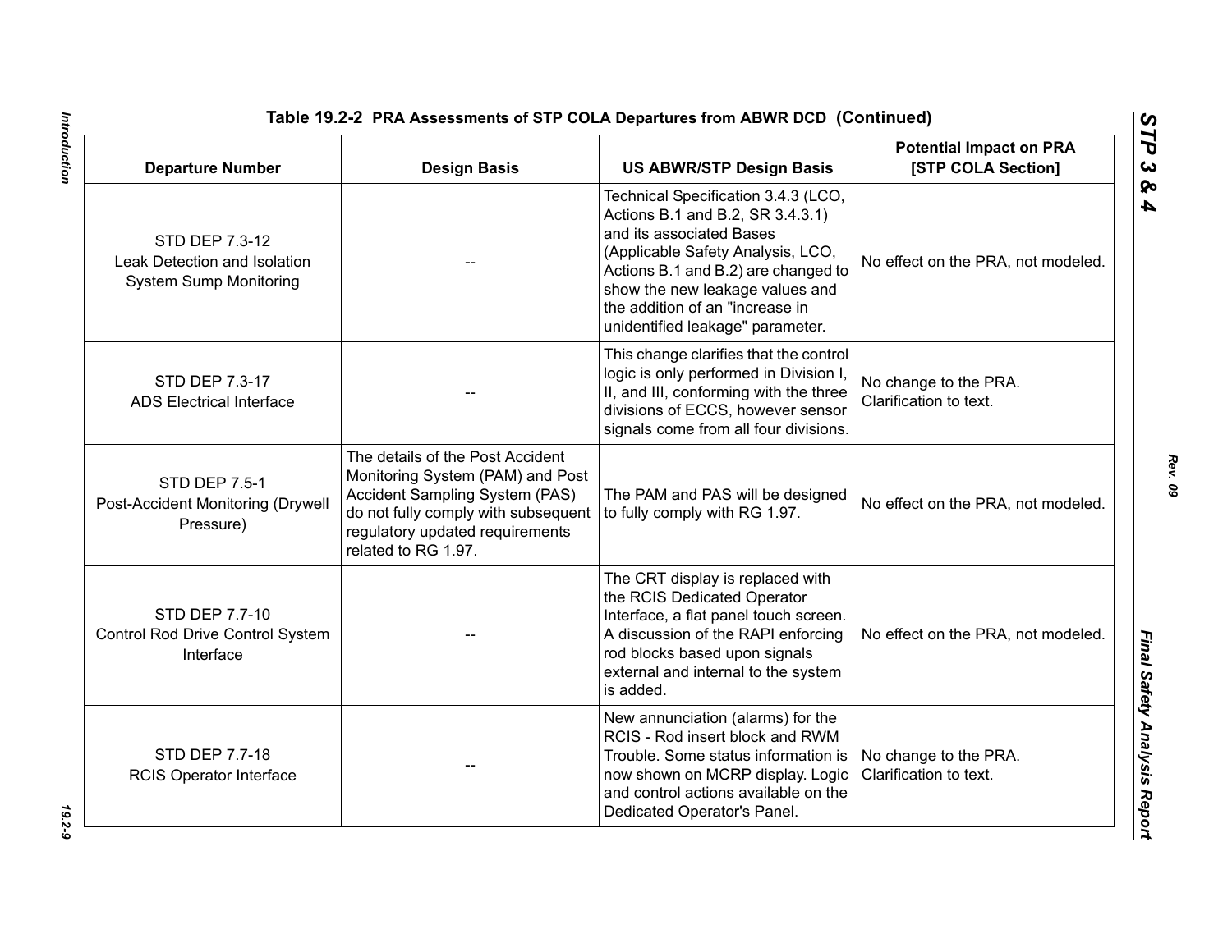**Table 19.2-2 PRA Assessments of STP COLA Departures from ABWR DCD (Continued)**

| Departure Number | Design Basis | US ABWR/STP Design Basis | Potential Impact on PRA [STP COLA Section] |
|---|---|---|---|
| STD DEP 7.3-12 Leak Detection and Isolation System Sump Monitoring | -- | Technical Specification 3.4.3 (LCO, Actions B.1 and B.2, SR 3.4.3.1) and its associated Bases (Applicable Safety Analysis, LCO, Actions B.1 and B.2) are changed to show the new leakage values and the addition of an "increase in unidentified leakage" parameter. | No effect on the PRA, not modeled. |
| STD DEP 7.3-17 ADS Electrical Interface | -- | This change clarifies that the control logic is only performed in Division I, II, and III, conforming with the three divisions of ECCS, however sensor signals come from all four divisions. | No change to the PRA. Clarification to text. |
| STD DEP 7.5-1 Post-Accident Monitoring (Drywell Pressure) | The details of the Post Accident Monitoring System (PAM) and Post Accident Sampling System (PAS) do not fully comply with subsequent regulatory updated requirements related to RG 1.97. | The PAM and PAS will be designed to fully comply with RG 1.97. | No effect on the PRA, not modeled. |
| STD DEP 7.7-10 Control Rod Drive Control System Interface | -- | The CRT display is replaced with the RCIS Dedicated Operator Interface, a flat panel touch screen. A discussion of the RAPI enforcing rod blocks based upon signals external and internal to the system is added. | No effect on the PRA, not modeled. |
| STD DEP 7.7-18 RCIS Operator Interface | -- | New annunciation (alarms) for the RCIS - Rod insert block and RWM Trouble. Some status information is now shown on MCRP display. Logic and control actions available on the Dedicated Operator's Panel. | No change to the PRA. Clarification to text. |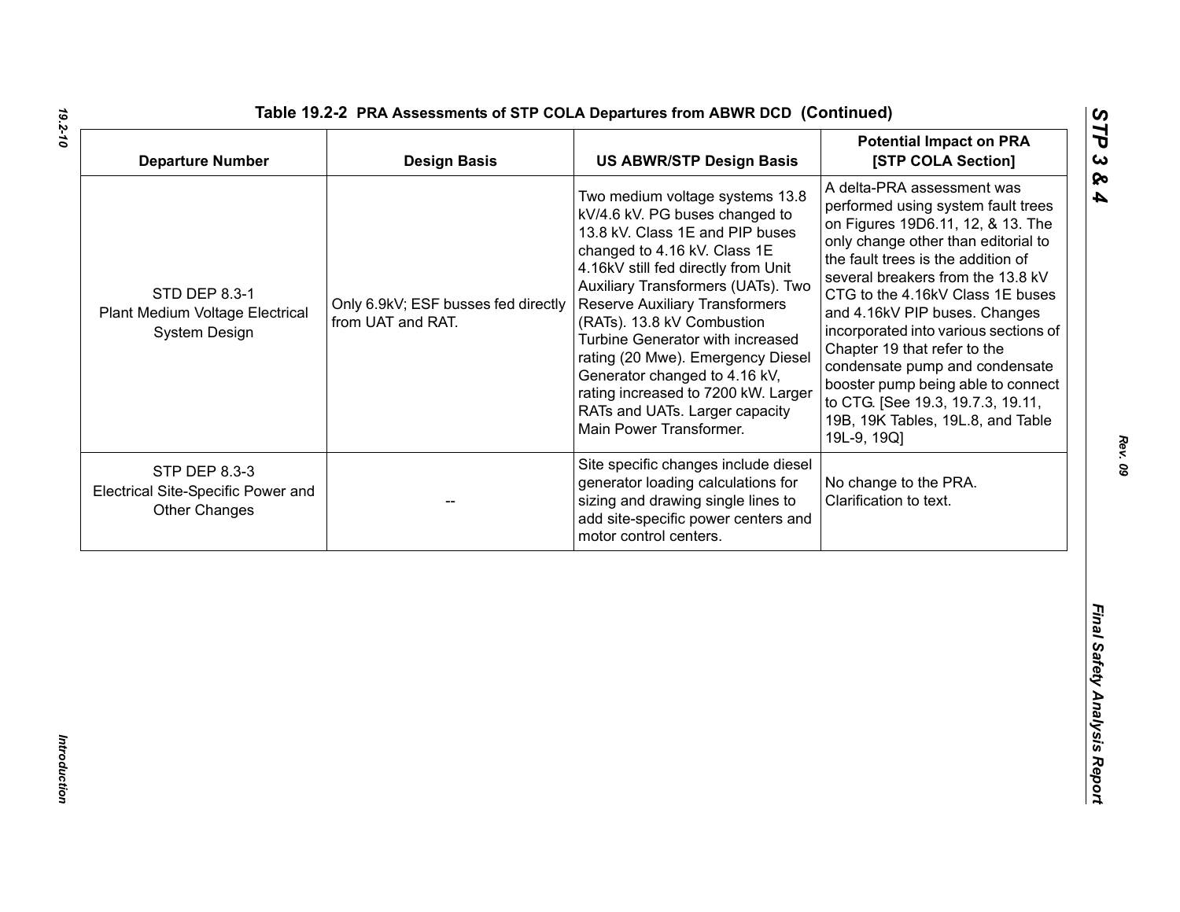## Table 19.2-2 PRA Assessments of STP COLA Departures from ABWR DCD (Continued)

| Departure Number | Design Basis | US ABWR/STP Design Basis | Potential Impact on PRA [STP COLA Section] |
|---|---|---|---|
| STD DEP 8.3-1 Plant Medium Voltage Electrical System Design | Only 6.9kV; ESF busses fed directly from UAT and RAT. | Two medium voltage systems 13.8 kV/4.6 kV. PG buses changed to 13.8 kV. Class 1E and PIP buses changed to 4.16 kV. Class 1E 4.16kV still fed directly from Unit Auxiliary Transformers (UATs). Two Reserve Auxiliary Transformers (RATs). 13.8 kV Combustion Turbine Generator with increased rating (20 Mwe). Emergency Diesel Generator changed to 4.16 kV, rating increased to 7200 kW. Larger RATs and UATs. Larger capacity Main Power Transformer. | A delta-PRA assessment was performed using system fault trees on Figures 19D6.11, 12, & 13. The only change other than editorial to the fault trees is the addition of several breakers from the 13.8 kV CTG to the 4.16kV Class 1E buses and 4.16kV PIP buses. Changes incorporated into various sections of Chapter 19 that refer to the condensate pump and condensate booster pump being able to connect to CTG. [See 19.3, 19.7.3, 19.11, 19B, 19K Tables, 19L.8, and Table 19L-9, 19Q] |
| STP DEP 8.3-3 Electrical Site-Specific Power and Other Changes | -- | Site specific changes include diesel generator loading calculations for sizing and drawing single lines to add site-specific power centers and motor control centers. | No change to the PRA. Clarification to text. |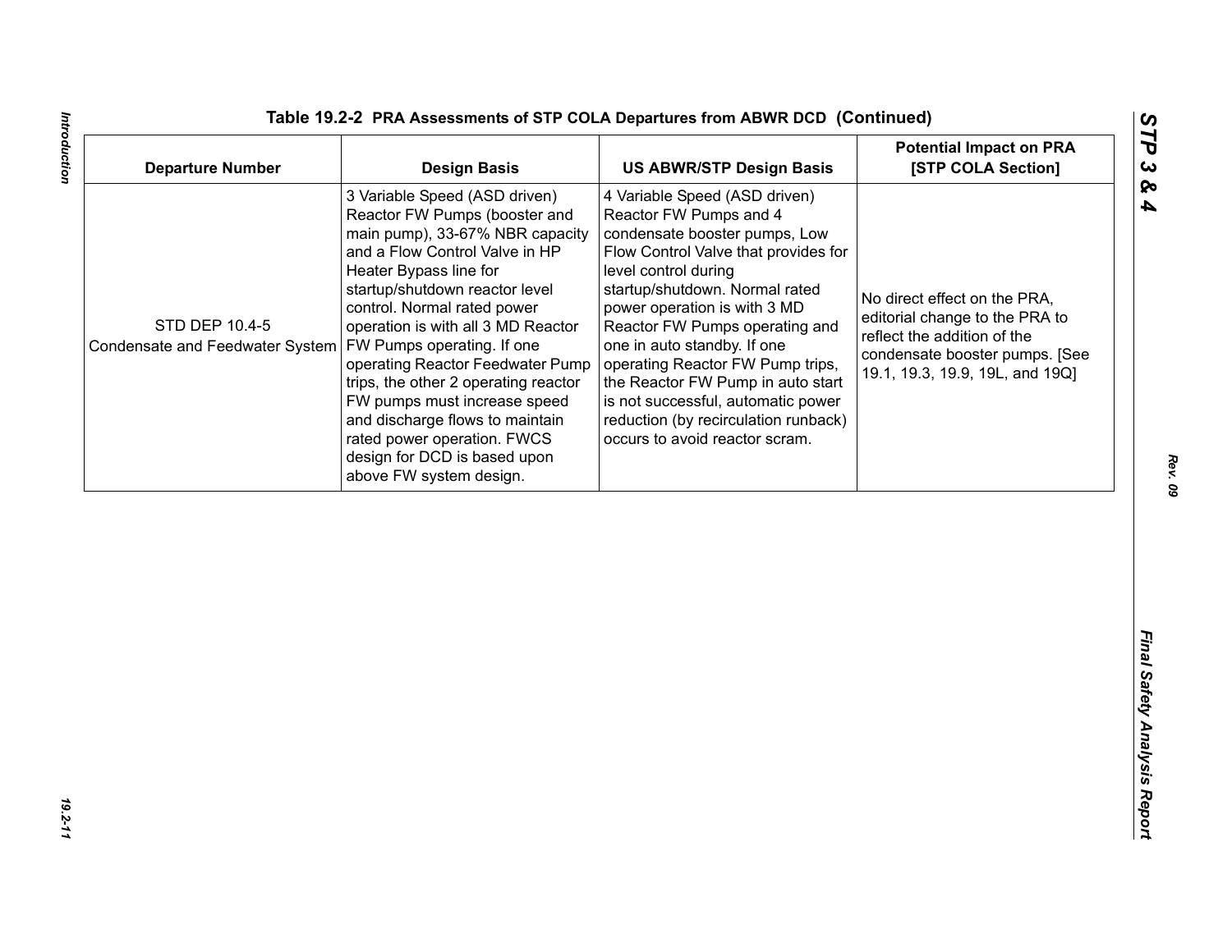### Table 19.2-2 PRA Assessments of STP COLA Departures from ABWR DCD (Continued)

| Departure Number | Design Basis | US ABWR/STP Design Basis | Potential Impact on PRA [STP COLA Section] |
|---|---|---|---|
| STD DEP 10.4-5 Condensate and Feedwater System | 3 Variable Speed (ASD driven) Reactor FW Pumps (booster and main pump), 33-67% NBR capacity and a Flow Control Valve in HP Heater Bypass line for startup/shutdown reactor level control. Normal rated power operation is with all 3 MD Reactor FW Pumps operating. If one operating Reactor Feedwater Pump trips, the other 2 operating reactor FW pumps must increase speed and discharge flows to maintain rated power operation. FWCS design for DCD is based upon above FW system design. | 4 Variable Speed (ASD driven) Reactor FW Pumps and 4 condensate booster pumps, Low Flow Control Valve that provides for level control during startup/shutdown. Normal rated power operation is with 3 MD Reactor FW Pumps operating and one in auto standby. If one operating Reactor FW Pump trips, the Reactor FW Pump in auto start is not successful, automatic power reduction (by recirculation runback) occurs to avoid reactor scram. | No direct effect on the PRA, editorial change to the PRA to reflect the addition of the condensate booster pumps. [See 19.1, 19.3, 19.9, 19L, and 19Q] |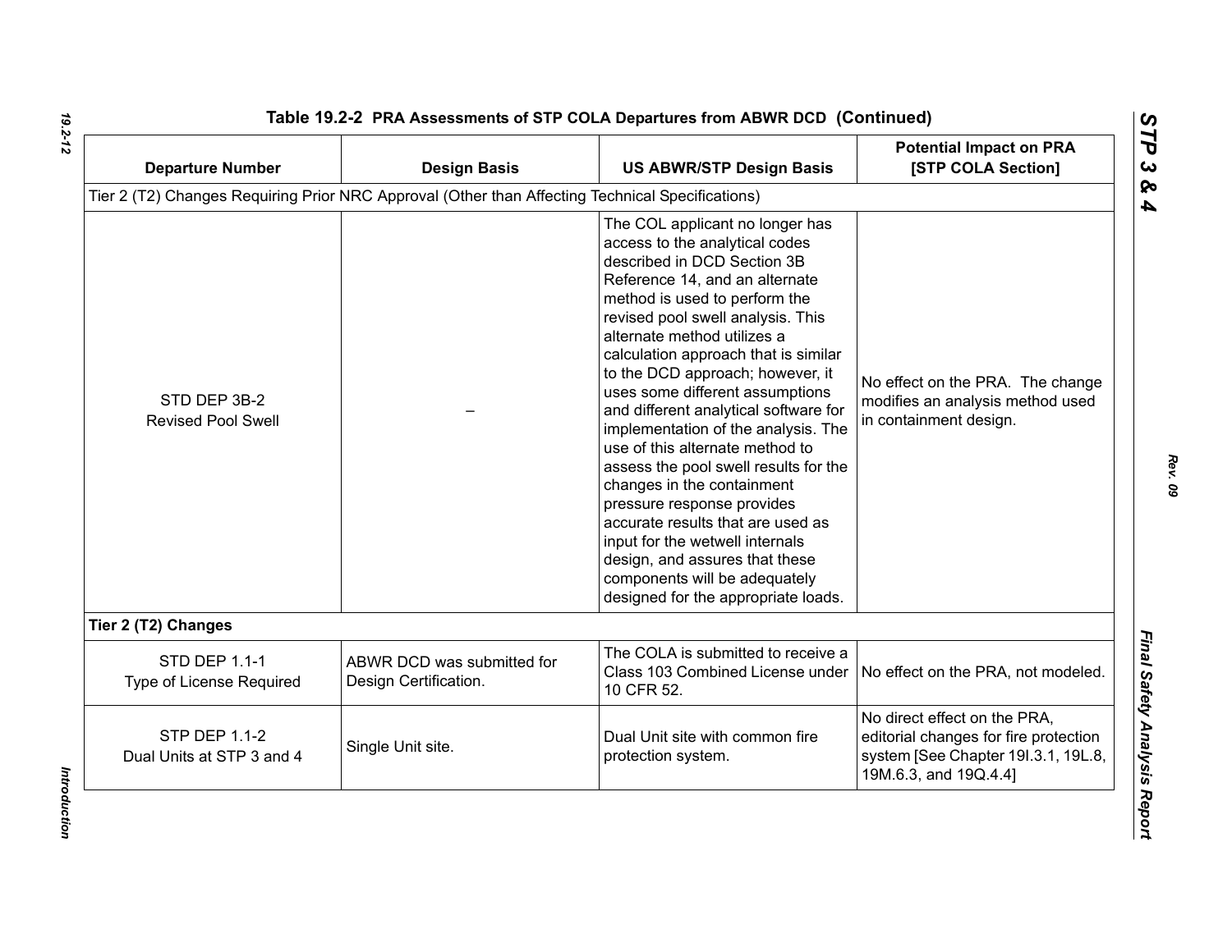**Table 19.2-2 PRA Assessments of STP COLA Departures from ABWR DCD (Continued)**

| Departure Number | Design Basis | US ABWR/STP Design Basis | Potential Impact on PRA [STP COLA Section] |
|---|---|---|---|
| Tier 2 (T2) Changes Requiring Prior NRC Approval (Other than Affecting Technical Specifications) | | | |
| STD DEP 3B-2 Revised Pool Swell | – | The COL applicant no longer has access to the analytical codes described in DCD Section 3B Reference 14, and an alternate method is used to perform the revised pool swell analysis. This alternate method utilizes a calculation approach that is similar to the DCD approach; however, it uses some different assumptions and different analytical software for implementation of the analysis. The use of this alternate method to assess the pool swell results for the changes in the containment pressure response provides accurate results that are used as input for the wetwell internals design, and assures that these components will be adequately designed for the appropriate loads. | No effect on the PRA. The change modifies an analysis method used in containment design. |
| **Tier 2 (T2) Changes** | | | |
| STD DEP 1.1-1 Type of License Required | ABWR DCD was submitted for Design Certification. | The COLA is submitted to receive a Class 103 Combined License under 10 CFR 52. | No effect on the PRA, not modeled. |
| STP DEP 1.1-2 Dual Units at STP 3 and 4 | Single Unit site. | Dual Unit site with common fire protection system. | No direct effect on the PRA, editorial changes for fire protection system [See Chapter 19I.3.1, 19L.8, 19M.6.3, and 19Q.4.4] |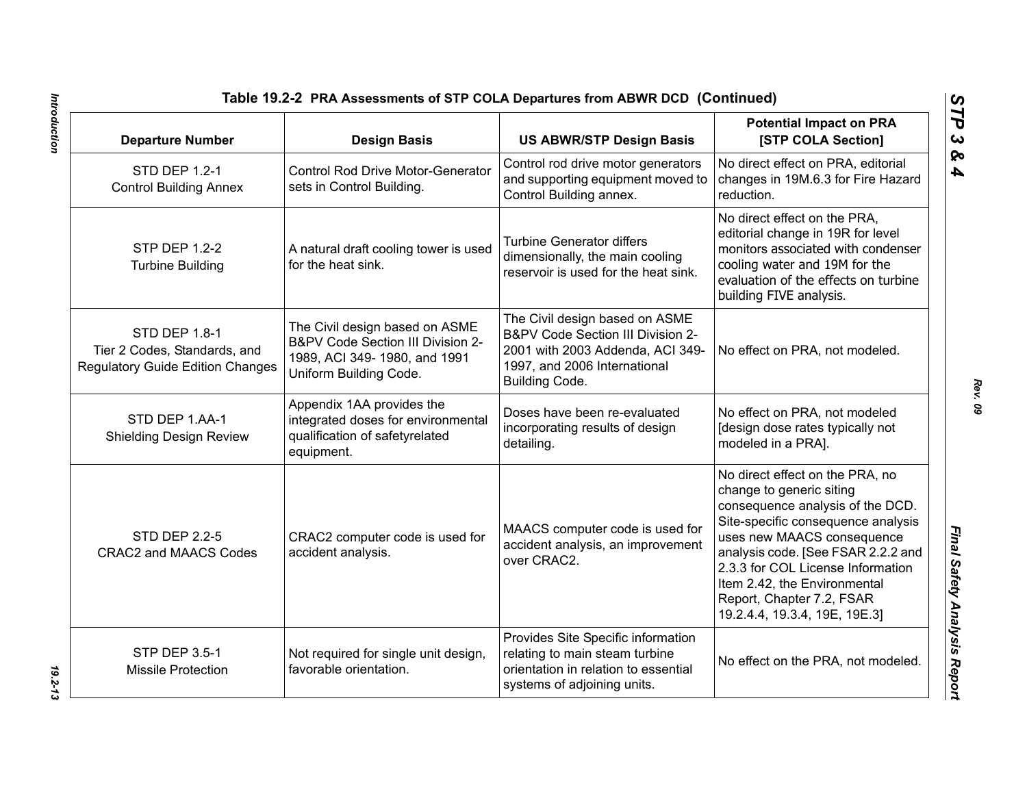**Table 19.2-2 PRA Assessments of STP COLA Departures from ABWR DCD (Continued)**

| Departure Number | Design Basis | US ABWR/STP Design Basis | Potential Impact on PRA [STP COLA Section] |
|---|---|---|---|
| STD DEP 1.2-1 Control Building Annex | Control Rod Drive Motor-Generator sets in Control Building. | Control rod drive motor generators and supporting equipment moved to Control Building annex. | No direct effect on PRA, editorial changes in 19M.6.3 for Fire Hazard reduction. |
| STP DEP 1.2-2 Turbine Building | A natural draft cooling tower is used for the heat sink. | Turbine Generator differs dimensionally, the main cooling reservoir is used for the heat sink. | No direct effect on the PRA, editorial change in 19R for level monitors associated with condenser cooling water and 19M for the evaluation of the effects on turbine building FIVE analysis. |
| STD DEP 1.8-1 Tier 2 Codes, Standards, and Regulatory Guide Edition Changes | The Civil design based on ASME B&PV Code Section III Division 2-1989, ACI 349- 1980, and 1991 Uniform Building Code. | The Civil design based on ASME B&PV Code Section III Division 2-2001 with 2003 Addenda, ACI 349-1997, and 2006 International Building Code. | No effect on PRA, not modeled. |
| STD DEP 1.AA-1 Shielding Design Review | Appendix 1AA provides the integrated doses for environmental qualification of safetyrelated equipment. | Doses have been re-evaluated incorporating results of design detailing. | No effect on PRA, not modeled [design dose rates typically not modeled in a PRA]. |
| STD DEP 2.2-5 CRAC2 and MAACS Codes | CRAC2 computer code is used for accident analysis. | MAACS computer code is used for accident analysis, an improvement over CRAC2. | No direct effect on the PRA, no change to generic siting consequence analysis of the DCD. Site-specific consequence analysis uses new MAACS consequence analysis code. [See FSAR 2.2.2 and 2.3.3 for COL License Information Item 2.42, the Environmental Report, Chapter 7.2, FSAR 19.2.4.4, 19.3.4, 19E, 19E.3] |
| STP DEP 3.5-1 Missile Protection | Not required for single unit design, favorable orientation. | Provides Site Specific information relating to main steam turbine orientation in relation to essential systems of adjoining units. | No effect on the PRA, not modeled. |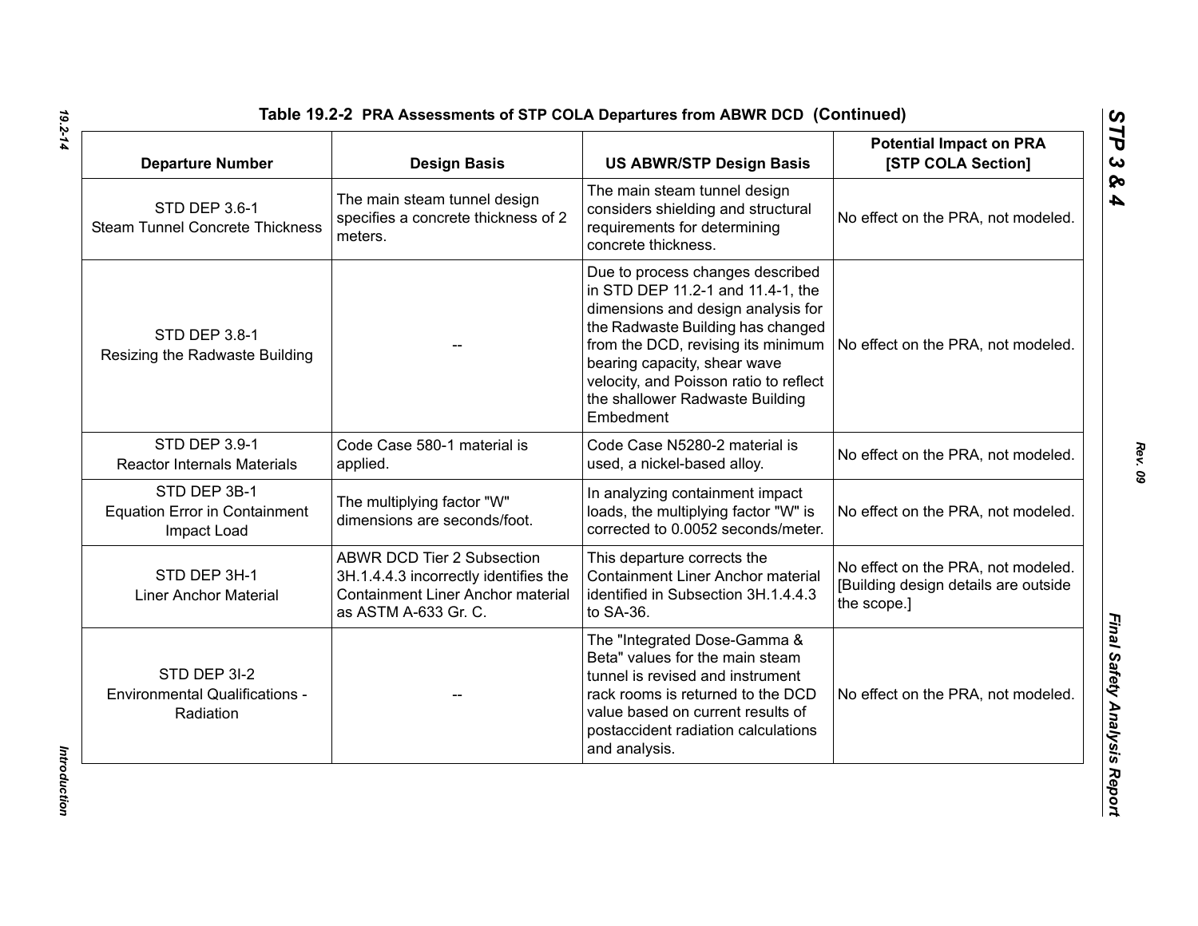**Table 19.2-2 PRA Assessments of STP COLA Departures from ABWR DCD (Continued)**

| Departure Number | Design Basis | US ABWR/STP Design Basis | Potential Impact on PRA [STP COLA Section] |
|---|---|---|---|
| STD DEP 3.6-1 Steam Tunnel Concrete Thickness | The main steam tunnel design specifies a concrete thickness of 2 meters. | The main steam tunnel design considers shielding and structural requirements for determining concrete thickness. | No effect on the PRA, not modeled. |
| STD DEP 3.8-1 Resizing the Radwaste Building | -- | Due to process changes described in STD DEP 11.2-1 and 11.4-1, the dimensions and design analysis for the Radwaste Building has changed from the DCD, revising its minimum bearing capacity, shear wave velocity, and Poisson ratio to reflect the shallower Radwaste Building Embedment | No effect on the PRA, not modeled. |
| STD DEP 3.9-1 Reactor Internals Materials | Code Case 580-1 material is applied. | Code Case N5280-2 material is used, a nickel-based alloy. | No effect on the PRA, not modeled. |
| STD DEP 3B-1 Equation Error in Containment Impact Load | The multiplying factor "W" dimensions are seconds/foot. | In analyzing containment impact loads, the multiplying factor "W" is corrected to 0.0052 seconds/meter. | No effect on the PRA, not modeled. |
| STD DEP 3H-1 Liner Anchor Material | ABWR DCD Tier 2 Subsection 3H.1.4.4.3 incorrectly identifies the Containment Liner Anchor material as ASTM A-633 Gr. C. | This departure corrects the Containment Liner Anchor material identified in Subsection 3H.1.4.4.3 to SA-36. | No effect on the PRA, not modeled. [Building design details are outside the scope.] |
| STD DEP 3I-2 Environmental Qualifications - Radiation | -- | The "Integrated Dose-Gamma & Beta" values for the main steam tunnel is revised and instrument rack rooms is returned to the DCD value based on current results of postaccident radiation calculations and analysis. | No effect on the PRA, not modeled. |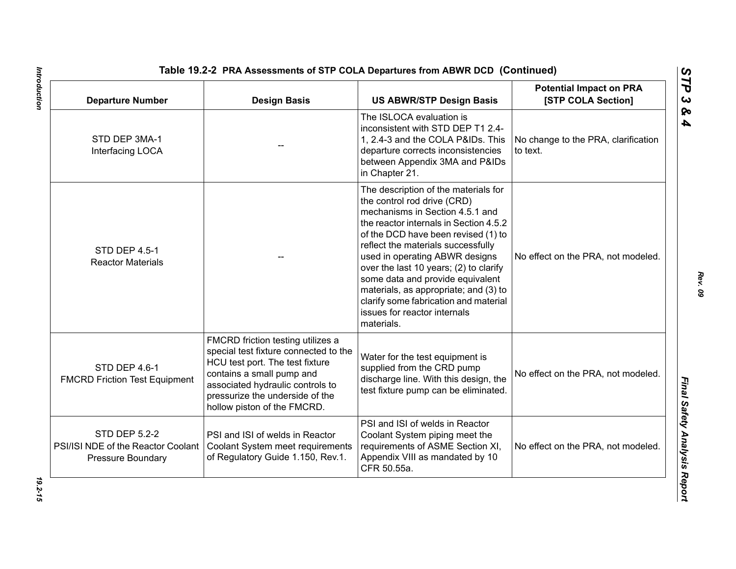**Table 19.2-2 PRA Assessments of STP COLA Departures from ABWR DCD (Continued)**

| Departure Number | Design Basis | US ABWR/STP Design Basis | Potential Impact on PRA [STP COLA Section] |
|---|---|---|---|
| STD DEP 3MA-1 Interfacing LOCA | -- | The ISLOCA evaluation is inconsistent with STD DEP T1 2.4-1, 2.4-3 and the COLA P&IDs. This departure corrects inconsistencies between Appendix 3MA and P&IDs in Chapter 21. | No change to the PRA, clarification to text. |
| STD DEP 4.5-1 Reactor Materials | -- | The description of the materials for the control rod drive (CRD) mechanisms in Section 4.5.1 and the reactor internals in Section 4.5.2 of the DCD have been revised (1) to reflect the materials successfully used in operating ABWR designs over the last 10 years; (2) to clarify some data and provide equivalent materials, as appropriate; and (3) to clarify some fabrication and material issues for reactor internals materials. | No effect on the PRA, not modeled. |
| STD DEP 4.6-1 FMCRD Friction Test Equipment | FMCRD friction testing utilizes a special test fixture connected to the HCU test port. The test fixture contains a small pump and associated hydraulic controls to pressurize the underside of the hollow piston of the FMCRD. | Water for the test equipment is supplied from the CRD pump discharge line. With this design, the test fixture pump can be eliminated. | No effect on the PRA, not modeled. |
| STD DEP 5.2-2 PSI/ISI NDE of the Reactor Coolant Pressure Boundary | PSI and ISI of welds in Reactor Coolant System meet requirements of Regulatory Guide 1.150, Rev.1. | PSI and ISI of welds in Reactor Coolant System piping meet the requirements of ASME Section XI, Appendix VIII as mandated by 10 CFR 50.55a. | No effect on the PRA, not modeled. |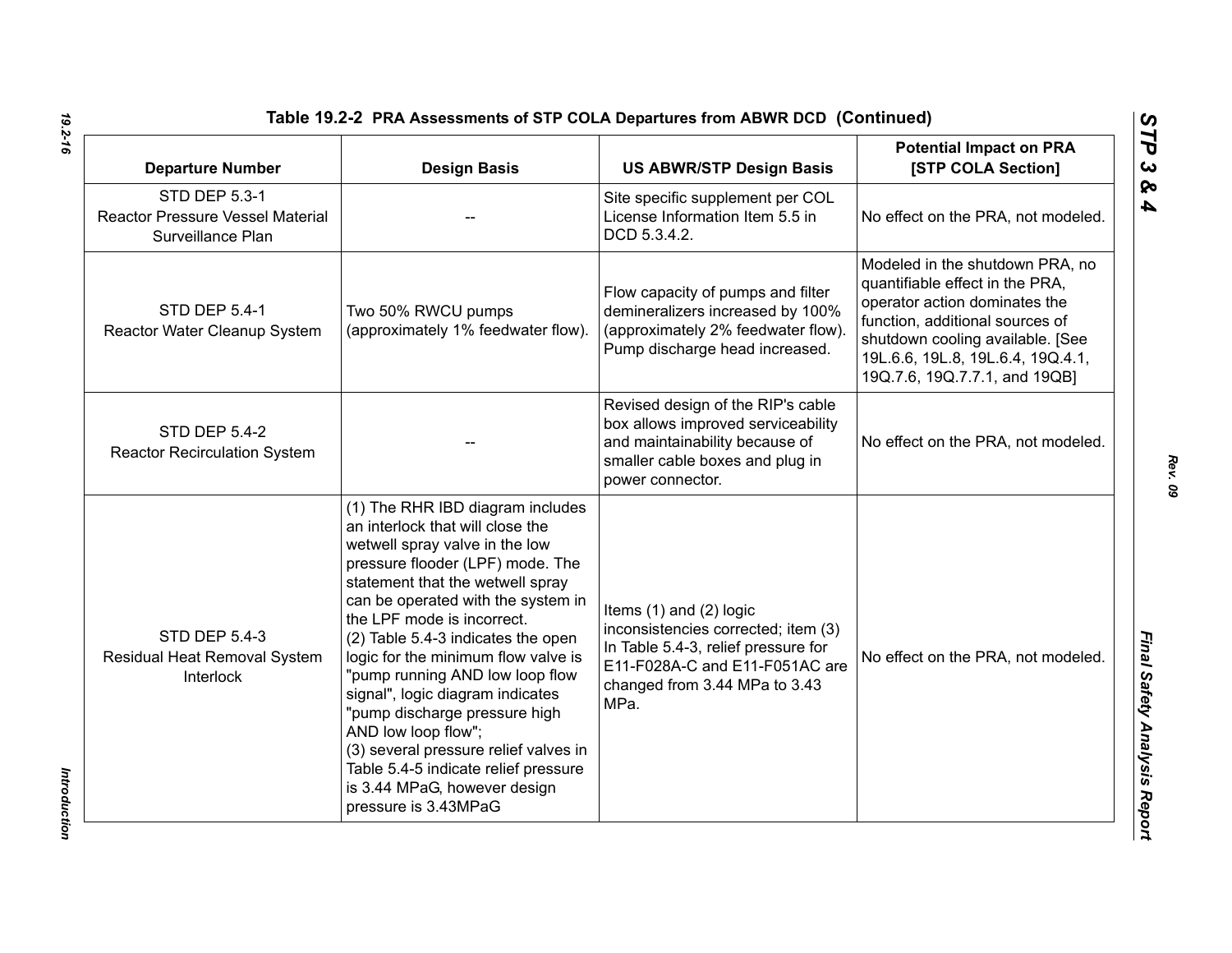**Table 19.2-2 PRA Assessments of STP COLA Departures from ABWR DCD (Continued)**

| Departure Number | Design Basis | US ABWR/STP Design Basis | Potential Impact on PRA [STP COLA Section] |
|---|---|---|---|
| STD DEP 5.3-1 Reactor Pressure Vessel Material Surveillance Plan | -- | Site specific supplement per COL License Information Item 5.5 in DCD 5.3.4.2. | No effect on the PRA, not modeled. |
| STD DEP 5.4-1 Reactor Water Cleanup System | Two 50% RWCU pumps (approximately 1% feedwater flow). | Flow capacity of pumps and filter demineralizers increased by 100% (approximately 2% feedwater flow). Pump discharge head increased. | Modeled in the shutdown PRA, no quantifiable effect in the PRA, operator action dominates the function, additional sources of shutdown cooling available. [See 19L.6.6, 19L.8, 19L.6.4, 19Q.4.1, 19Q.7.6, 19Q.7.7.1, and 19QB] |
| STD DEP 5.4-2 Reactor Recirculation System | -- | Revised design of the RIP's cable box allows improved serviceability and maintainability because of smaller cable boxes and plug in power connector. | No effect on the PRA, not modeled. |
| STD DEP 5.4-3 Residual Heat Removal System Interlock | (1) The RHR IBD diagram includes an interlock that will close the wetwell spray valve in the low pressure flooder (LPF) mode. The statement that the wetwell spray can be operated with the system in the LPF mode is incorrect.<br>(2) Table 5.4-3 indicates the open logic for the minimum flow valve is "pump running AND low loop flow signal", logic diagram indicates "pump discharge pressure high AND low loop flow";<br>(3) several pressure relief valves in Table 5.4-5 indicate relief pressure is 3.44 MPaG, however design pressure is 3.43MPaG | Items (1) and (2) logic inconsistencies corrected; item (3) In Table 5.4-3, relief pressure for E11-F028A-C and E11-F051AC are changed from 3.44 MPa to 3.43 MPa. | No effect on the PRA, not modeled. |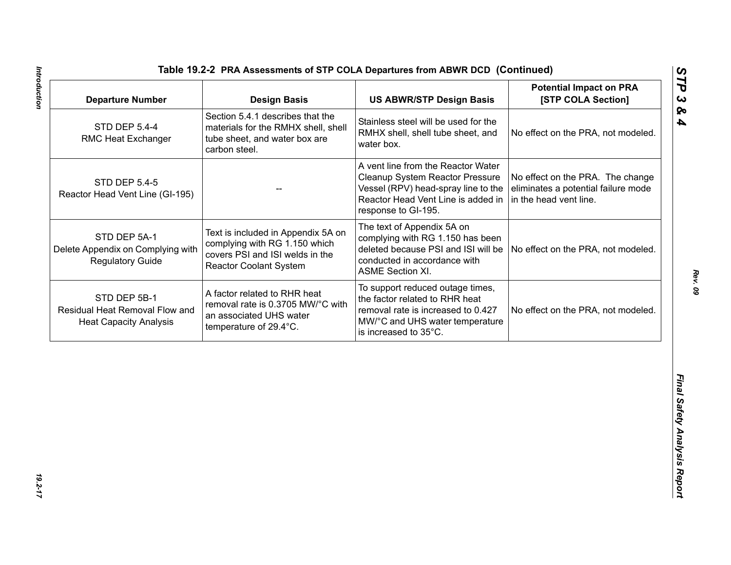**Table 19.2-2 PRA Assessments of STP COLA Departures from ABWR DCD (Continued)**

| Departure Number | Design Basis | US ABWR/STP Design Basis | Potential Impact on PRA [STP COLA Section] |
|---|---|---|---|
| STD DEP 5.4-4 RMC Heat Exchanger | Section 5.4.1 describes that the materials for the RMHX shell, shell tube sheet, and water box are carbon steel. | Stainless steel will be used for the RMHX shell, shell tube sheet, and water box. | No effect on the PRA, not modeled. |
| STD DEP 5.4-5 Reactor Head Vent Line (GI-195) | -- | A vent line from the Reactor Water Cleanup System Reactor Pressure Vessel (RPV) head-spray line to the Reactor Head Vent Line is added in response to GI-195. | No effect on the PRA. The change eliminates a potential failure mode in the head vent line. |
| STD DEP 5A-1 Delete Appendix on Complying with Regulatory Guide | Text is included in Appendix 5A on complying with RG 1.150 which covers PSI and ISI welds in the Reactor Coolant System | The text of Appendix 5A on complying with RG 1.150 has been deleted because PSI and ISI will be conducted in accordance with ASME Section XI. | No effect on the PRA, not modeled. |
| STD DEP 5B-1 Residual Heat Removal Flow and Heat Capacity Analysis | A factor related to RHR heat removal rate is 0.3705 MW/°C with an associated UHS water temperature of 29.4°C. | To support reduced outage times, the factor related to RHR heat removal rate is increased to 0.427 MW/°C and UHS water temperature is increased to 35°C. | No effect on the PRA, not modeled. |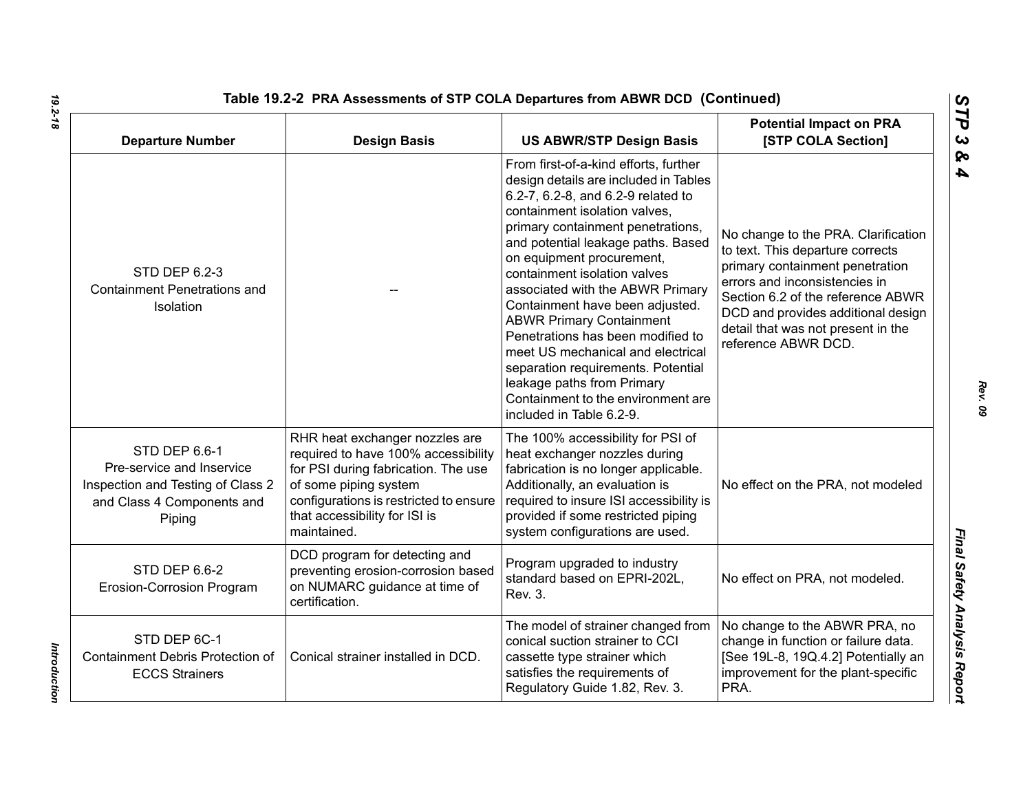Table 19.2-2 PRA Assessments of STP COLA Departures from ABWR DCD (Continued)

| Departure Number | Design Basis | US ABWR/STP Design Basis | Potential Impact on PRA [STP COLA Section] |
|---|---|---|---|
| STD DEP 6.2-3 Containment Penetrations and Isolation | -- | From first-of-a-kind efforts, further design details are included in Tables 6.2-7, 6.2-8, and 6.2-9 related to containment isolation valves, primary containment penetrations, and potential leakage paths. Based on equipment procurement, containment isolation valves associated with the ABWR Primary Containment have been adjusted. ABWR Primary Containment Penetrations has been modified to meet US mechanical and electrical separation requirements. Potential leakage paths from Primary Containment to the environment are included in Table 6.2-9. | No change to the PRA. Clarification to text. This departure corrects primary containment penetration errors and inconsistencies in Section 6.2 of the reference ABWR DCD and provides additional design detail that was not present in the reference ABWR DCD. |
| STD DEP 6.6-1 Pre-service and Inservice Inspection and Testing of Class 2 and Class 4 Components and Piping | RHR heat exchanger nozzles are required to have 100% accessibility for PSI during fabrication. The use of some piping system configurations is restricted to ensure that accessibility for ISI is maintained. | The 100% accessibility for PSI of heat exchanger nozzles during fabrication is no longer applicable. Additionally, an evaluation is required to insure ISI accessibility is provided if some restricted piping system configurations are used. | No effect on the PRA, not modeled |
| STD DEP 6.6-2 Erosion-Corrosion Program | DCD program for detecting and preventing erosion-corrosion based on NUMARC guidance at time of certification. | Program upgraded to industry standard based on EPRI-202L, Rev. 3. | No effect on PRA, not modeled. |
| STD DEP 6C-1 Containment Debris Protection of ECCS Strainers | Conical strainer installed in DCD. | The model of strainer changed from conical suction strainer to CCI cassette type strainer which satisfies the requirements of Regulatory Guide 1.82, Rev. 3. | No change to the ABWR PRA, no change in function or failure data. [See 19L-8, 19Q.4.2] Potentially an improvement for the plant-specific PRA. |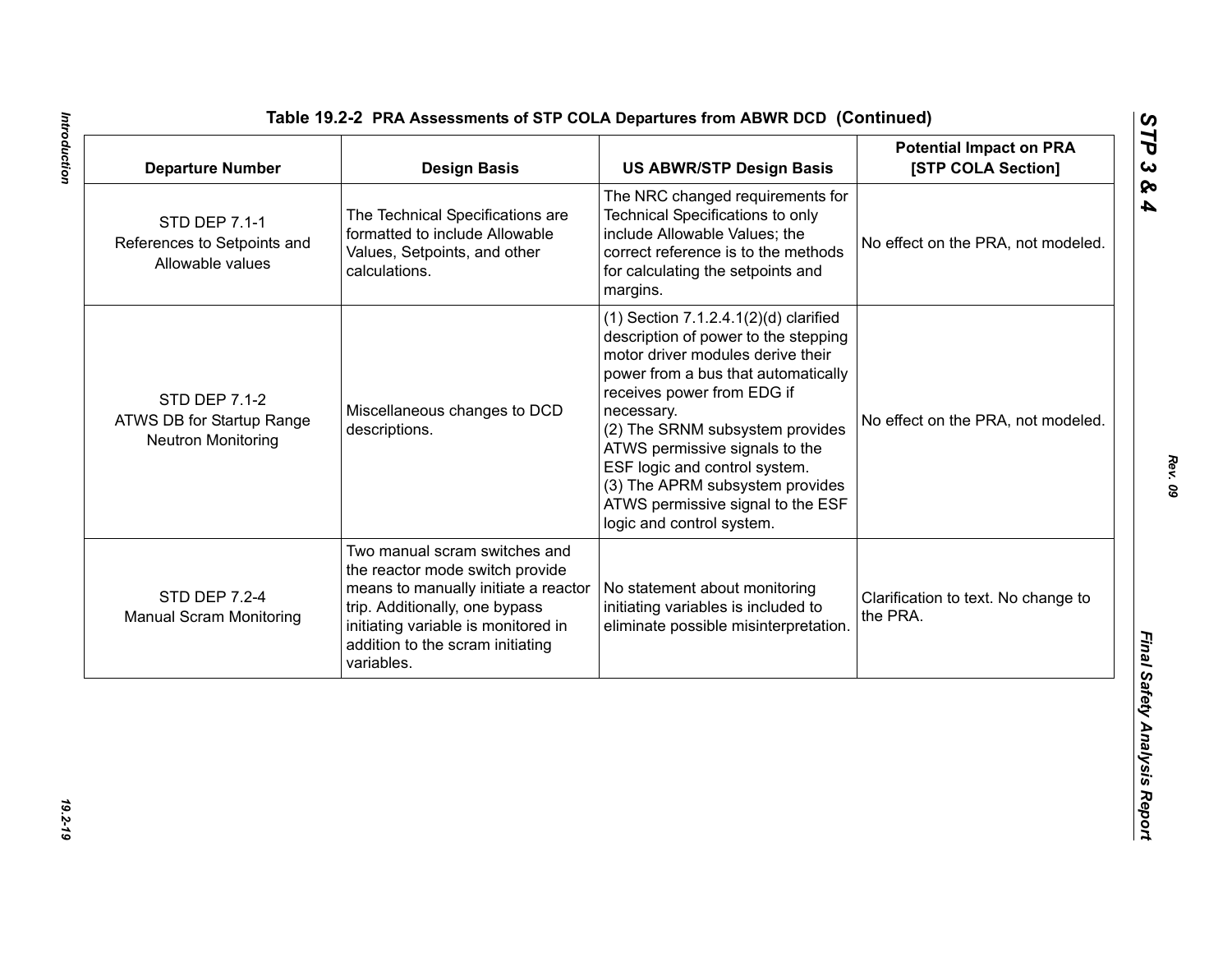## Table 19.2-2 PRA Assessments of STP COLA Departures from ABWR DCD (Continued)

| Departure Number | Design Basis | US ABWR/STP Design Basis | Potential Impact on PRA [STP COLA Section] |
|---|---|---|---|
| STD DEP 7.1-1 References to Setpoints and Allowable values | The Technical Specifications are formatted to include Allowable Values, Setpoints, and other calculations. | The NRC changed requirements for Technical Specifications to only include Allowable Values; the correct reference is to the methods for calculating the setpoints and margins. | No effect on the PRA, not modeled. |
| STD DEP 7.1-2 ATWS DB for Startup Range Neutron Monitoring | Miscellaneous changes to DCD descriptions. | (1) Section 7.1.2.4.1(2)(d) clarified description of power to the stepping motor driver modules derive their power from a bus that automatically receives power from EDG if necessary.<br>(2) The SRNM subsystem provides ATWS permissive signals to the ESF logic and control system.<br>(3) The APRM subsystem provides ATWS permissive signal to the ESF logic and control system. | No effect on the PRA, not modeled. |
| STD DEP 7.2-4 Manual Scram Monitoring | Two manual scram switches and the reactor mode switch provide means to manually initiate a reactor trip. Additionally, one bypass initiating variable is monitored in addition to the scram initiating variables. | No statement about monitoring initiating variables is included to eliminate possible misinterpretation. | Clarification to text. No change to the PRA. |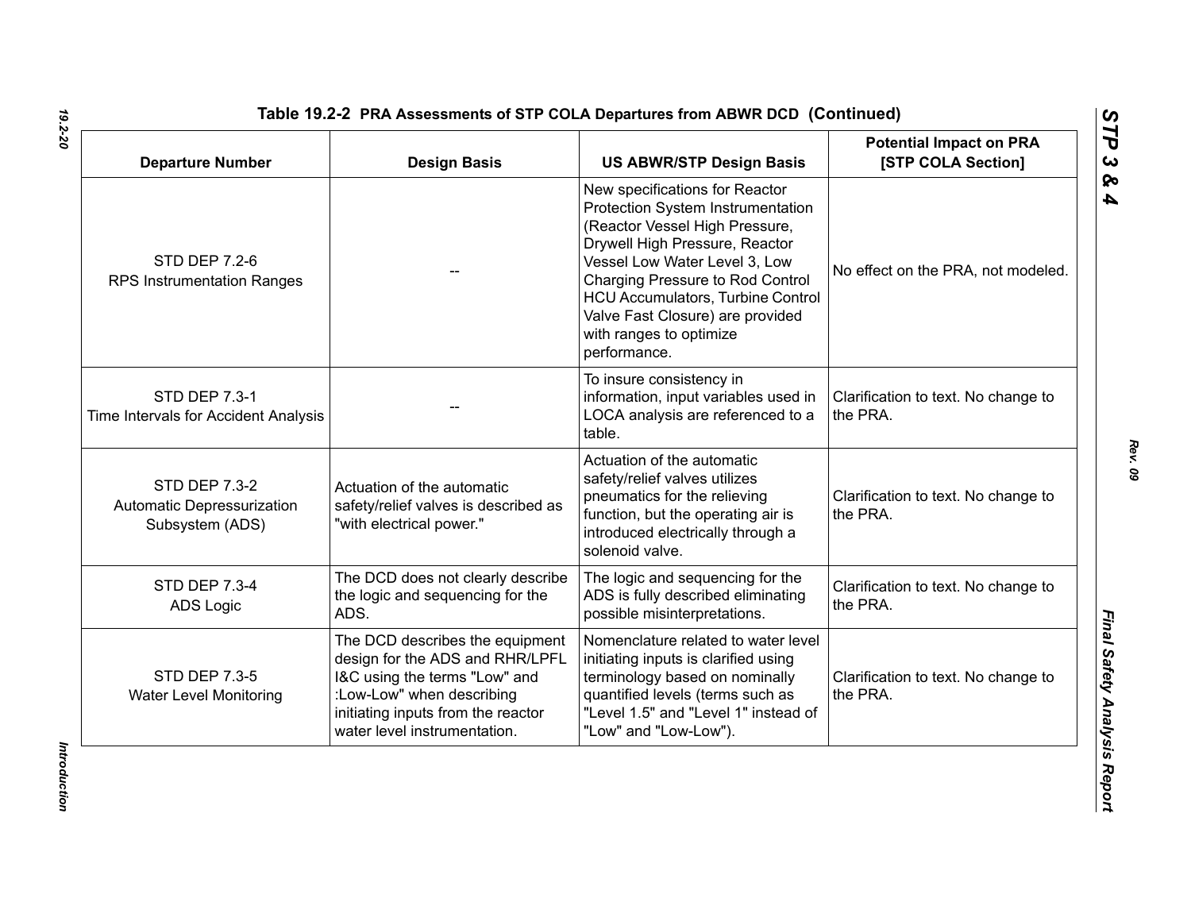**Table 19.2-2 PRA Assessments of STP COLA Departures from ABWR DCD (Continued)**

| Departure Number | Design Basis | US ABWR/STP Design Basis | Potential Impact on PRA [STP COLA Section] |
|---|---|---|---|
| STD DEP 7.2-6<br>RPS Instrumentation Ranges | -- | New specifications for Reactor Protection System Instrumentation (Reactor Vessel High Pressure, Drywell High Pressure, Reactor Vessel Low Water Level 3, Low Charging Pressure to Rod Control HCU Accumulators, Turbine Control Valve Fast Closure) are provided with ranges to optimize performance. | No effect on the PRA, not modeled. |
| STD DEP 7.3-1<br>Time Intervals for Accident Analysis | -- | To insure consistency in information, input variables used in LOCA analysis are referenced to a table. | Clarification to text. No change to the PRA. |
| STD DEP 7.3-2<br>Automatic Depressurization Subsystem (ADS) | Actuation of the automatic safety/relief valves is described as "with electrical power." | Actuation of the automatic safety/relief valves utilizes pneumatics for the relieving function, but the operating air is introduced electrically through a solenoid valve. | Clarification to text. No change to the PRA. |
| STD DEP 7.3-4<br>ADS Logic | The DCD does not clearly describe the logic and sequencing for the ADS. | The logic and sequencing for the ADS is fully described eliminating possible misinterpretations. | Clarification to text. No change to the PRA. |
| STD DEP 7.3-5<br>Water Level Monitoring | The DCD describes the equipment design for the ADS and RHR/LPFL I&C using the terms "Low" and :Low-Low" when describing initiating inputs from the reactor water level instrumentation. | Nomenclature related to water level initiating inputs is clarified using terminology based on nominally quantified levels (terms such as "Level 1.5" and "Level 1" instead of "Low" and "Low-Low"). | Clarification to text. No change to the PRA. |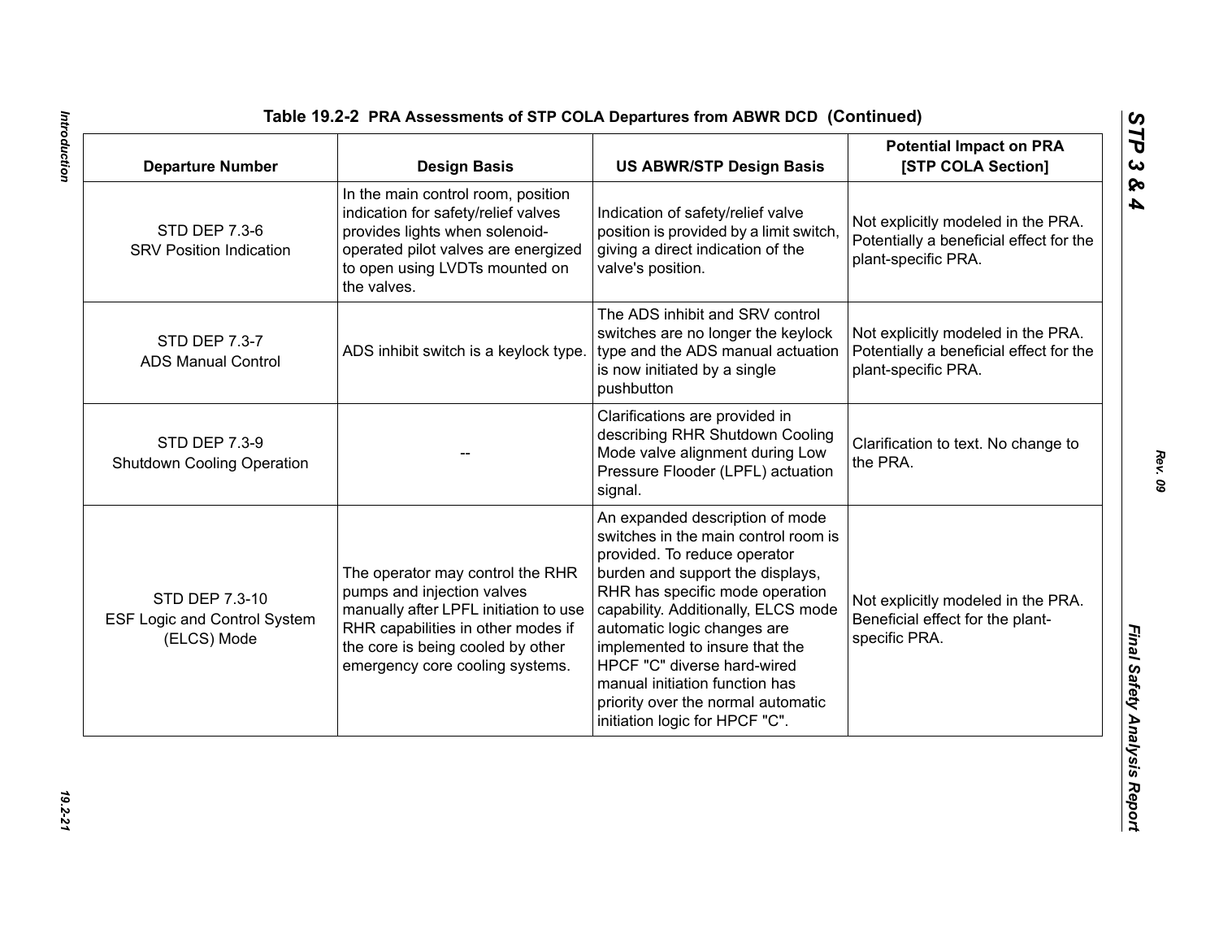**Table 19.2-2 PRA Assessments of STP COLA Departures from ABWR DCD (Continued)**

| Departure Number | Design Basis | US ABWR/STP Design Basis | Potential Impact on PRA [STP COLA Section] |
|---|---|---|---|
| STD DEP 7.3-6 SRV Position Indication | In the main control room, position indication for safety/relief valves provides lights when solenoid-operated pilot valves are energized to open using LVDTs mounted on the valves. | Indication of safety/relief valve position is provided by a limit switch, giving a direct indication of the valve's position. | Not explicitly modeled in the PRA. Potentially a beneficial effect for the plant-specific PRA. |
| STD DEP 7.3-7 ADS Manual Control | ADS inhibit switch is a keylock type. | The ADS inhibit and SRV control switches are no longer the keylock type and the ADS manual actuation is now initiated by a single pushbutton | Not explicitly modeled in the PRA. Potentially a beneficial effect for the plant-specific PRA. |
| STD DEP 7.3-9 Shutdown Cooling Operation | -- | Clarifications are provided in describing RHR Shutdown Cooling Mode valve alignment during Low Pressure Flooder (LPFL) actuation signal. | Clarification to text. No change to the PRA. |
| STD DEP 7.3-10 ESF Logic and Control System (ELCS) Mode | The operator may control the RHR pumps and injection valves manually after LPFL initiation to use RHR capabilities in other modes if the core is being cooled by other emergency core cooling systems. | An expanded description of mode switches in the main control room is provided. To reduce operator burden and support the displays, RHR has specific mode operation capability. Additionally, ELCS mode automatic logic changes are implemented to insure that the HPCF "C" diverse hard-wired manual initiation function has priority over the normal automatic initiation logic for HPCF "C". | Not explicitly modeled in the PRA. Beneficial effect for the plant-specific PRA. |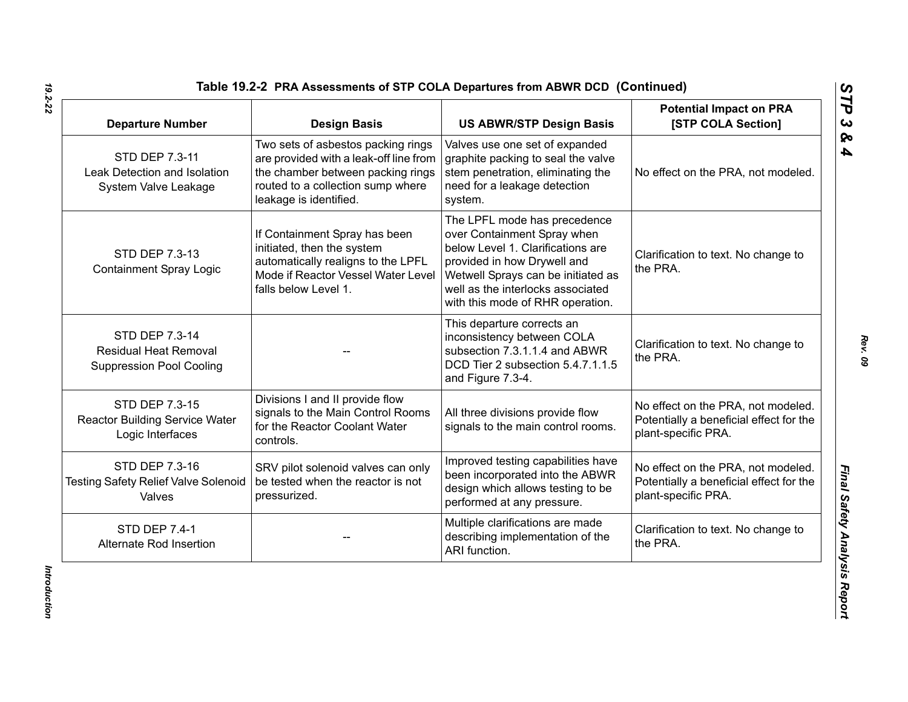**Table 19.2-2 PRA Assessments of STP COLA Departures from ABWR DCD (Continued)**

| Departure Number | Design Basis | US ABWR/STP Design Basis | Potential Impact on PRA [STP COLA Section] |
|---|---|---|---|
| STD DEP 7.3-11 Leak Detection and Isolation System Valve Leakage | Two sets of asbestos packing rings are provided with a leak-off line from the chamber between packing rings routed to a collection sump where leakage is identified. | Valves use one set of expanded graphite packing to seal the valve stem penetration, eliminating the need for a leakage detection system. | No effect on the PRA, not modeled. |
| STD DEP 7.3-13 Containment Spray Logic | If Containment Spray has been initiated, then the system automatically realigns to the LPFL Mode if Reactor Vessel Water Level falls below Level 1. | The LPFL mode has precedence over Containment Spray when below Level 1. Clarifications are provided in how Drywell and Wetwell Sprays can be initiated as well as the interlocks associated with this mode of RHR operation. | Clarification to text. No change to the PRA. |
| STD DEP 7.3-14 Residual Heat Removal Suppression Pool Cooling | -- | This departure corrects an inconsistency between COLA subsection 7.3.1.1.4 and ABWR DCD Tier 2 subsection 5.4.7.1.1.5 and Figure 7.3-4. | Clarification to text. No change to the PRA. |
| STD DEP 7.3-15 Reactor Building Service Water Logic Interfaces | Divisions I and II provide flow signals to the Main Control Rooms for the Reactor Coolant Water controls. | All three divisions provide flow signals to the main control rooms. | No effect on the PRA, not modeled. Potentially a beneficial effect for the plant-specific PRA. |
| STD DEP 7.3-16 Testing Safety Relief Valve Solenoid Valves | SRV pilot solenoid valves can only be tested when the reactor is not pressurized. | Improved testing capabilities have been incorporated into the ABWR design which allows testing to be performed at any pressure. | No effect on the PRA, not modeled. Potentially a beneficial effect for the plant-specific PRA. |
| STD DEP 7.4-1 Alternate Rod Insertion | -- | Multiple clarifications are made describing implementation of the ARI function. | Clarification to text. No change to the PRA. |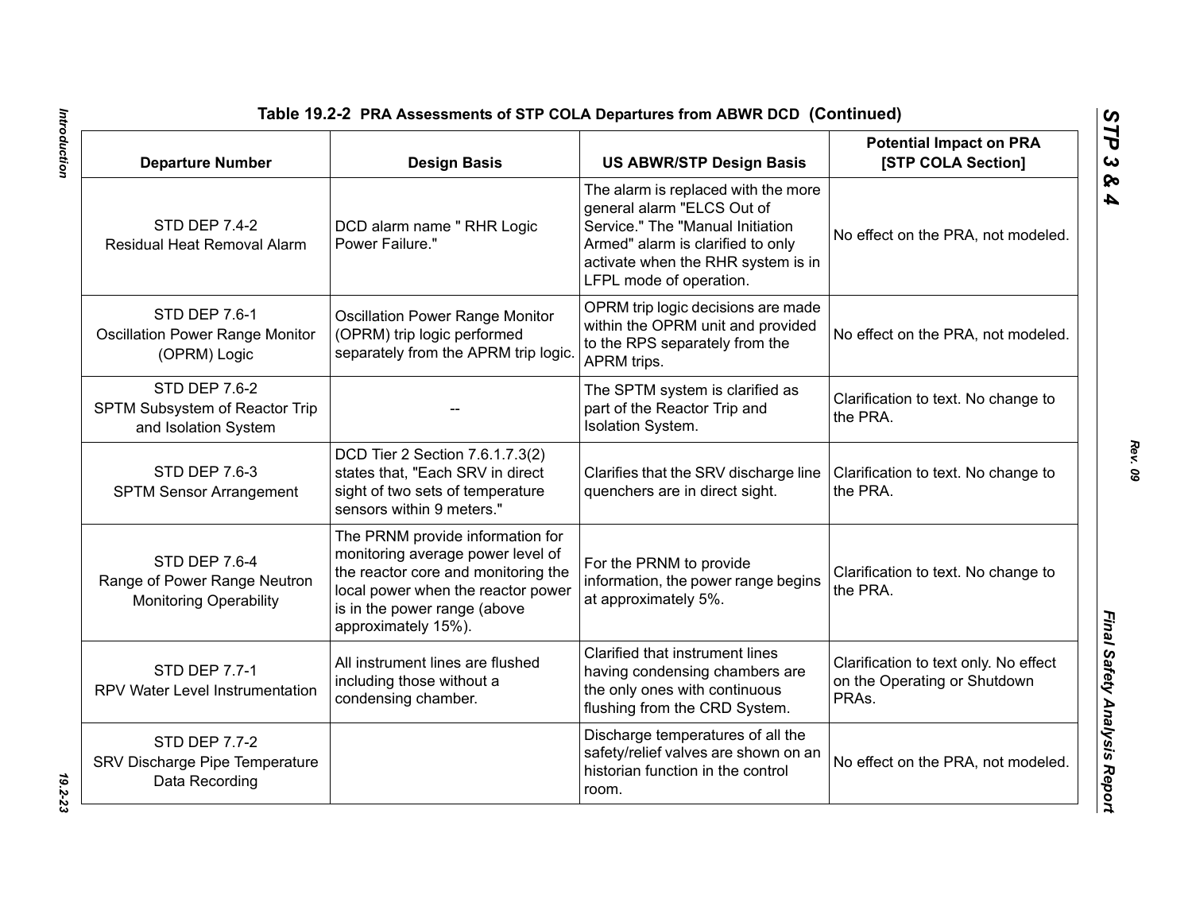**Table 19.2-2 PRA Assessments of STP COLA Departures from ABWR DCD (Continued)**

| Departure Number | Design Basis | US ABWR/STP Design Basis | Potential Impact on PRA [STP COLA Section] |
|---|---|---|---|
| STD DEP 7.4-2 Residual Heat Removal Alarm | DCD alarm name " RHR Logic Power Failure." | The alarm is replaced with the more general alarm "ELCS Out of Service." The "Manual Initiation Armed" alarm is clarified to only activate when the RHR system is in LFPL mode of operation. | No effect on the PRA, not modeled. |
| STD DEP 7.6-1 Oscillation Power Range Monitor (OPRM) Logic | Oscillation Power Range Monitor (OPRM) trip logic performed separately from the APRM trip logic. | OPRM trip logic decisions are made within the OPRM unit and provided to the RPS separately from the APRM trips. | No effect on the PRA, not modeled. |
| STD DEP 7.6-2 SPTM Subsystem of Reactor Trip and Isolation System | -- | The SPTM system is clarified as part of the Reactor Trip and Isolation System. | Clarification to text. No change to the PRA. |
| STD DEP 7.6-3 SPTM Sensor Arrangement | DCD Tier 2 Section 7.6.1.7.3(2) states that, "Each SRV in direct sight of two sets of temperature sensors within 9 meters." | Clarifies that the SRV discharge line quenchers are in direct sight. | Clarification to text. No change to the PRA. |
| STD DEP 7.6-4 Range of Power Range Neutron Monitoring Operability | The PRNM provide information for monitoring average power level of the reactor core and monitoring the local power when the reactor power is in the power range (above approximately 15%). | For the PRNM to provide information, the power range begins at approximately 5%. | Clarification to text. No change to the PRA. |
| STD DEP 7.7-1 RPV Water Level Instrumentation | All instrument lines are flushed including those without a condensing chamber. | Clarified that instrument lines having condensing chambers are the only ones with continuous flushing from the CRD System. | Clarification to text only. No effect on the Operating or Shutdown PRAs. |
| STD DEP 7.7-2 SRV Discharge Pipe Temperature Data Recording | | Discharge temperatures of all the safety/relief valves are shown on an historian function in the control room. | No effect on the PRA, not modeled. |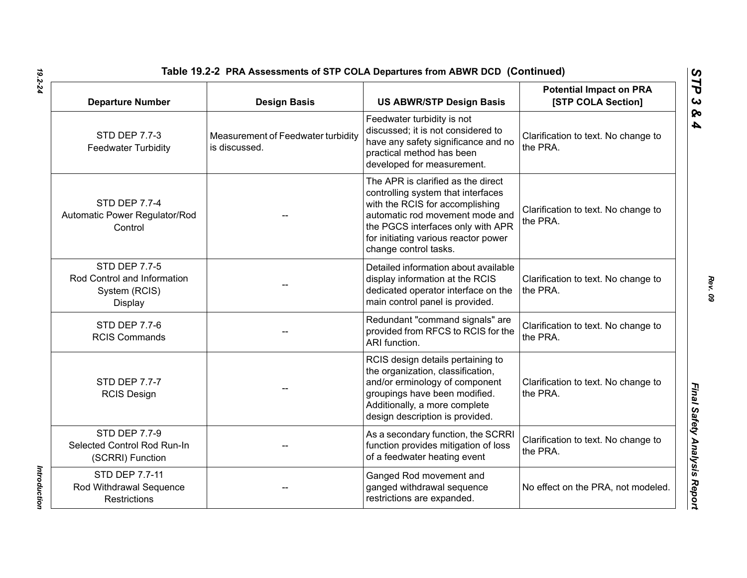**Table 19.2-2 PRA Assessments of STP COLA Departures from ABWR DCD (Continued)**

| Departure Number | Design Basis | US ABWR/STP Design Basis | Potential Impact on PRA [STP COLA Section] |
|---|---|---|---|
| STD DEP 7.7-3 Feedwater Turbidity | Measurement of Feedwater turbidity is discussed. | Feedwater turbidity is not discussed; it is not considered to have any safety significance and no practical method has been developed for measurement. | Clarification to text. No change to the PRA. |
| STD DEP 7.7-4 Automatic Power Regulator/Rod Control | -- | The APR is clarified as the direct controlling system that interfaces with the RCIS for accomplishing automatic rod movement mode and the PGCS interfaces only with APR for initiating various reactor power change control tasks. | Clarification to text. No change to the PRA. |
| STD DEP 7.7-5 Rod Control and Information System (RCIS) Display | -- | Detailed information about available display information at the RCIS dedicated operator interface on the main control panel is provided. | Clarification to text. No change to the PRA. |
| STD DEP 7.7-6 RCIS Commands | -- | Redundant "command signals" are provided from RFCS to RCIS for the ARI function. | Clarification to text. No change to the PRA. |
| STD DEP 7.7-7 RCIS Design | -- | RCIS design details pertaining to the organization, classification, and/or erminology of component groupings have been modified. Additionally, a more complete design description is provided. | Clarification to text. No change to the PRA. |
| STD DEP 7.7-9 Selected Control Rod Run-In (SCRRI) Function | -- | As a secondary function, the SCRRI function provides mitigation of loss of a feedwater heating event | Clarification to text. No change to the PRA. |
| STD DEP 7.7-11 Rod Withdrawal Sequence Restrictions | -- | Ganged Rod movement and ganged withdrawal sequence restrictions are expanded. | No effect on the PRA, not modeled. |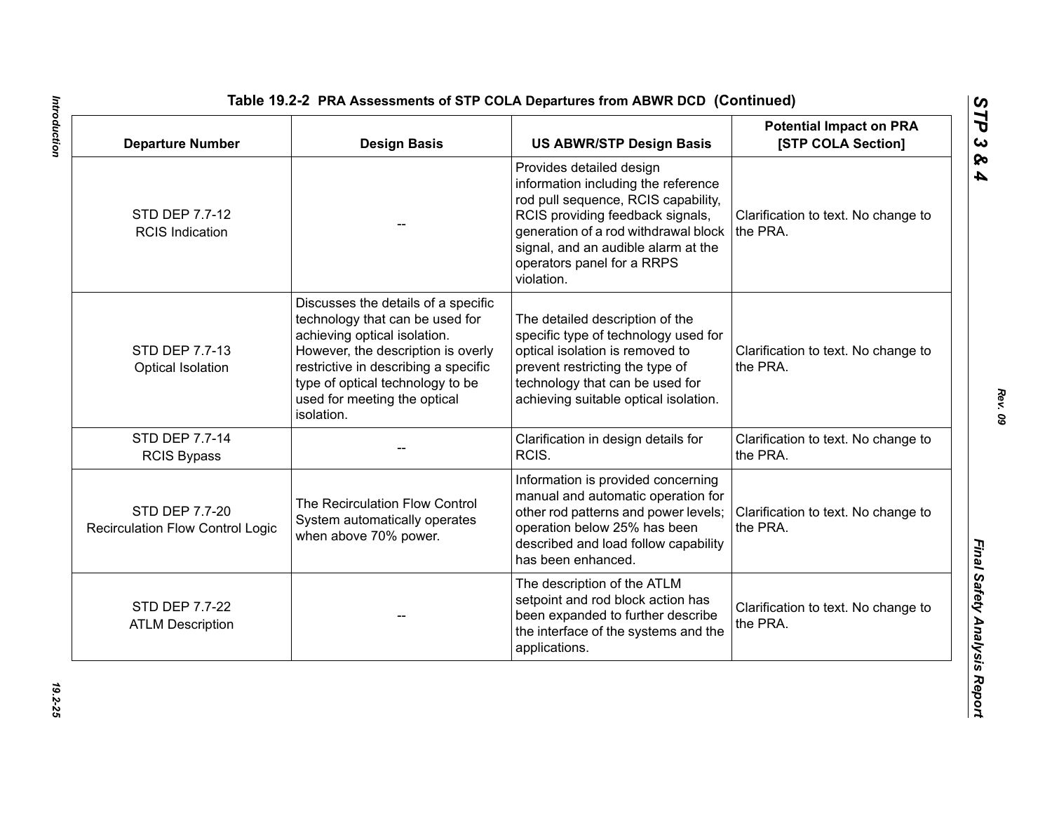**Table 19.2-2 PRA Assessments of STP COLA Departures from ABWR DCD (Continued)**

| Departure Number | Design Basis | US ABWR/STP Design Basis | Potential Impact on PRA [STP COLA Section] |
|---|---|---|---|
| STD DEP 7.7-12 RCIS Indication | -- | Provides detailed design information including the reference rod pull sequence, RCIS capability, RCIS providing feedback signals, generation of a rod withdrawal block signal, and an audible alarm at the operators panel for a RRPS violation. | Clarification to text. No change to the PRA. |
| STD DEP 7.7-13 Optical Isolation | Discusses the details of a specific technology that can be used for achieving optical isolation. However, the description is overly restrictive in describing a specific type of optical technology to be used for meeting the optical isolation. | The detailed description of the specific type of technology used for optical isolation is removed to prevent restricting the type of technology that can be used for achieving suitable optical isolation. | Clarification to text. No change to the PRA. |
| STD DEP 7.7-14 RCIS Bypass | -- | Clarification in design details for RCIS. | Clarification to text. No change to the PRA. |
| STD DEP 7.7-20 Recirculation Flow Control Logic | The Recirculation Flow Control System automatically operates when above 70% power. | Information is provided concerning manual and automatic operation for other rod patterns and power levels; operation below 25% has been described and load follow capability has been enhanced. | Clarification to text. No change to the PRA. |
| STD DEP 7.7-22 ATLM Description | -- | The description of the ATLM setpoint and rod block action has been expanded to further describe the interface of the systems and the applications. | Clarification to text. No change to the PRA. |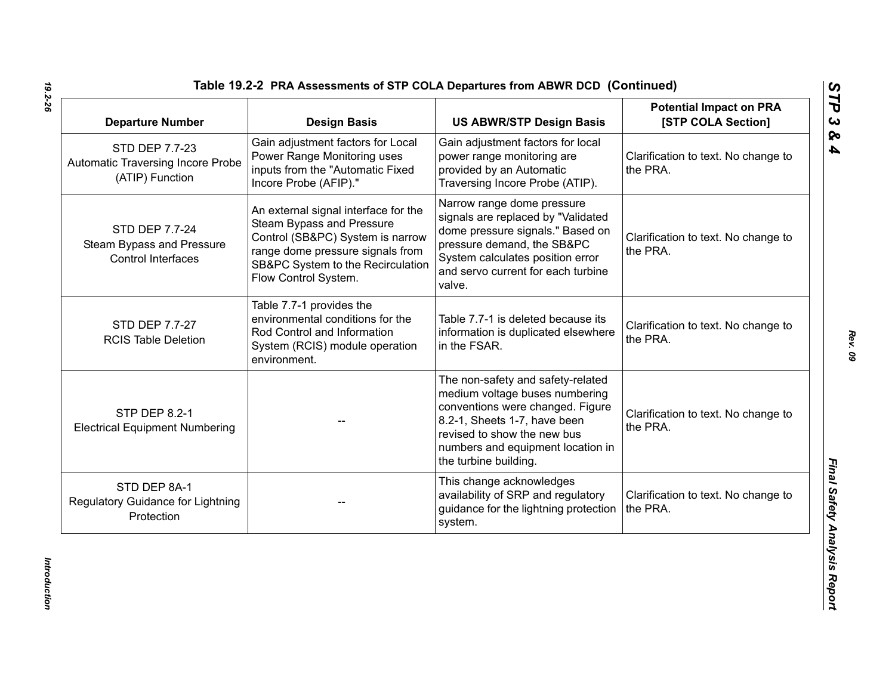## Table 19.2-2 PRA Assessments of STP COLA Departures from ABWR DCD (Continued)

| Departure Number | Design Basis | US ABWR/STP Design Basis | Potential Impact on PRA [STP COLA Section] |
|---|---|---|---|
| STD DEP 7.7-23 Automatic Traversing Incore Probe (ATIP) Function | Gain adjustment factors for Local Power Range Monitoring uses inputs from the "Automatic Fixed Incore Probe (AFIP)." | Gain adjustment factors for local power range monitoring are provided by an Automatic Traversing Incore Probe (ATIP). | Clarification to text. No change to the PRA. |
| STD DEP 7.7-24 Steam Bypass and Pressure Control Interfaces | An external signal interface for the Steam Bypass and Pressure Control (SB&PC) System is narrow range dome pressure signals from SB&PC System to the Recirculation Flow Control System. | Narrow range dome pressure signals are replaced by "Validated dome pressure signals." Based on pressure demand, the SB&PC System calculates position error and servo current for each turbine valve. | Clarification to text. No change to the PRA. |
| STD DEP 7.7-27 RCIS Table Deletion | Table 7.7-1 provides the environmental conditions for the Rod Control and Information System (RCIS) module operation environment. | Table 7.7-1 is deleted because its information is duplicated elsewhere in the FSAR. | Clarification to text. No change to the PRA. |
| STP DEP 8.2-1 Electrical Equipment Numbering | -- | The non-safety and safety-related medium voltage buses numbering conventions were changed. Figure 8.2-1, Sheets 1-7, have been revised to show the new bus numbers and equipment location in the turbine building. | Clarification to text. No change to the PRA. |
| STD DEP 8A-1 Regulatory Guidance for Lightning Protection | -- | This change acknowledges availability of SRP and regulatory guidance for the lightning protection system. | Clarification to text. No change to the PRA. |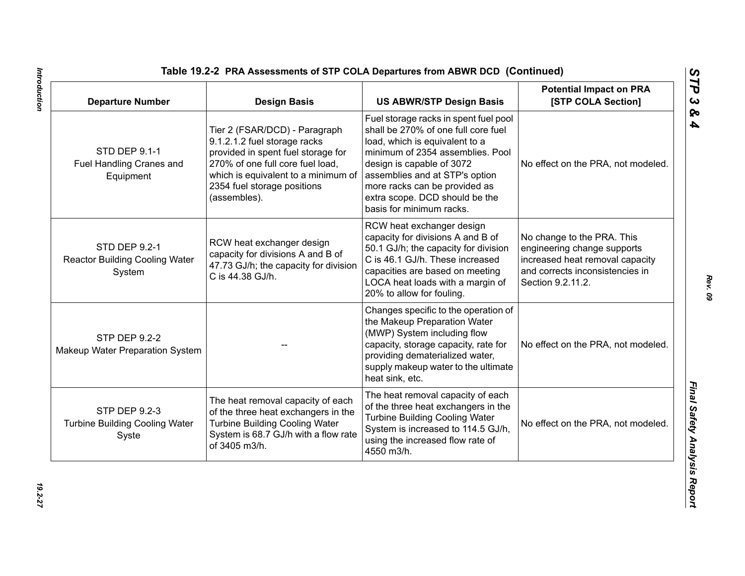**Table 19.2-2 PRA Assessments of STP COLA Departures from ABWR DCD (Continued)**

| Departure Number | Design Basis | US ABWR/STP Design Basis | Potential Impact on PRA [STP COLA Section] |
|---|---|---|---|
| STD DEP 9.1-1 Fuel Handling Cranes and Equipment | Tier 2 (FSAR/DCD) - Paragraph 9.1.2.1.2 fuel storage racks provided in spent fuel storage for 270% of one full core fuel load, which is equivalent to a minimum of 2354 fuel storage positions (assembles). | Fuel storage racks in spent fuel pool shall be 270% of one full core fuel load, which is equivalent to a minimum of 2354 assemblies. Pool design is capable of 3072 assemblies and at STP's option more racks can be provided as extra scope. DCD should be the basis for minimum racks. | No effect on the PRA, not modeled. |
| STD DEP 9.2-1 Reactor Building Cooling Water System | RCW heat exchanger design capacity for divisions A and B of 47.73 GJ/h; the capacity for division C is 44.38 GJ/h. | RCW heat exchanger design capacity for divisions A and B of 50.1 GJ/h; the capacity for division C is 46.1 GJ/h. These increased capacities are based on meeting LOCA heat loads with a margin of 20% to allow for fouling. | No change to the PRA. This engineering change supports increased heat removal capacity and corrects inconsistencies in Section 9.2.11.2. |
| STP DEP 9.2-2 Makeup Water Preparation System | -- | Changes specific to the operation of the Makeup Preparation Water (MWP) System including flow capacity, storage capacity, rate for providing dematerialized water, supply makeup water to the ultimate heat sink, etc. | No effect on the PRA, not modeled. |
| STP DEP 9.2-3 Turbine Building Cooling Water Syste | The heat removal capacity of each of the three heat exchangers in the Turbine Building Cooling Water System is 68.7 GJ/h with a flow rate of 3405 m3/h. | The heat removal capacity of each of the three heat exchangers in the Turbine Building Cooling Water System is increased to 114.5 GJ/h, using the increased flow rate of 4550 m3/h. | No effect on the PRA, not modeled. |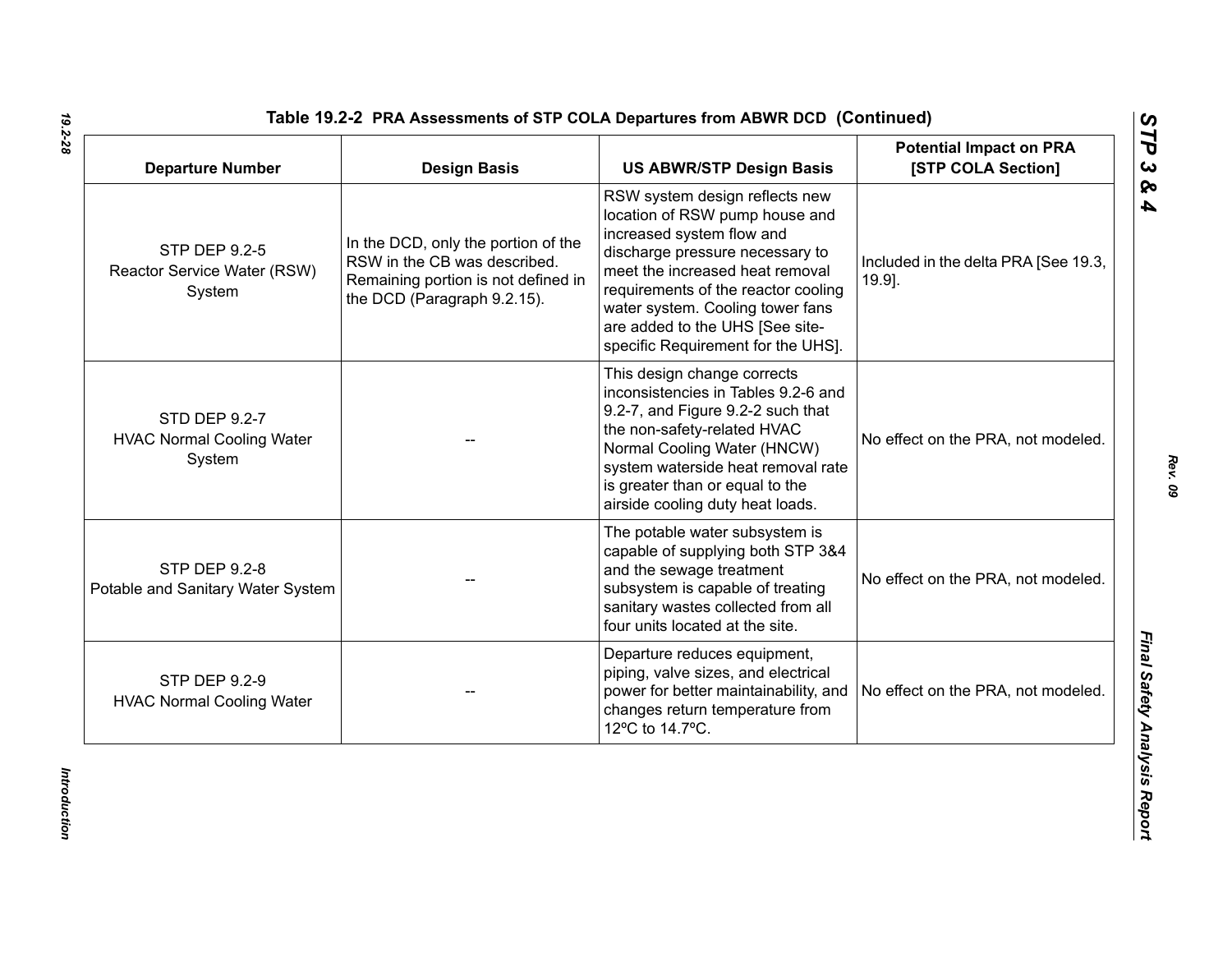**Table 19.2-2 PRA Assessments of STP COLA Departures from ABWR DCD (Continued)**

| Departure Number | Design Basis | US ABWR/STP Design Basis | Potential Impact on PRA [STP COLA Section] |
|---|---|---|---|
| STP DEP 9.2-5 Reactor Service Water (RSW) System | In the DCD, only the portion of the RSW in the CB was described. Remaining portion is not defined in the DCD (Paragraph 9.2.15). | RSW system design reflects new location of RSW pump house and increased system flow and discharge pressure necessary to meet the increased heat removal requirements of the reactor cooling water system. Cooling tower fans are added to the UHS [See site-specific Requirement for the UHS]. | Included in the delta PRA [See 19.3, 19.9]. |
| STD DEP 9.2-7 HVAC Normal Cooling Water System | -- | This design change corrects inconsistencies in Tables 9.2-6 and 9.2-7, and Figure 9.2-2 such that the non-safety-related HVAC Normal Cooling Water (HNCW) system waterside heat removal rate is greater than or equal to the airside cooling duty heat loads. | No effect on the PRA, not modeled. |
| STP DEP 9.2-8 Potable and Sanitary Water System | -- | The potable water subsystem is capable of supplying both STP 3&4 and the sewage treatment subsystem is capable of treating sanitary wastes collected from all four units located at the site. | No effect on the PRA, not modeled. |
| STP DEP 9.2-9 HVAC Normal Cooling Water | -- | Departure reduces equipment, piping, valve sizes, and electrical power for better maintainability, and changes return temperature from 12ºC to 14.7ºC. | No effect on the PRA, not modeled. |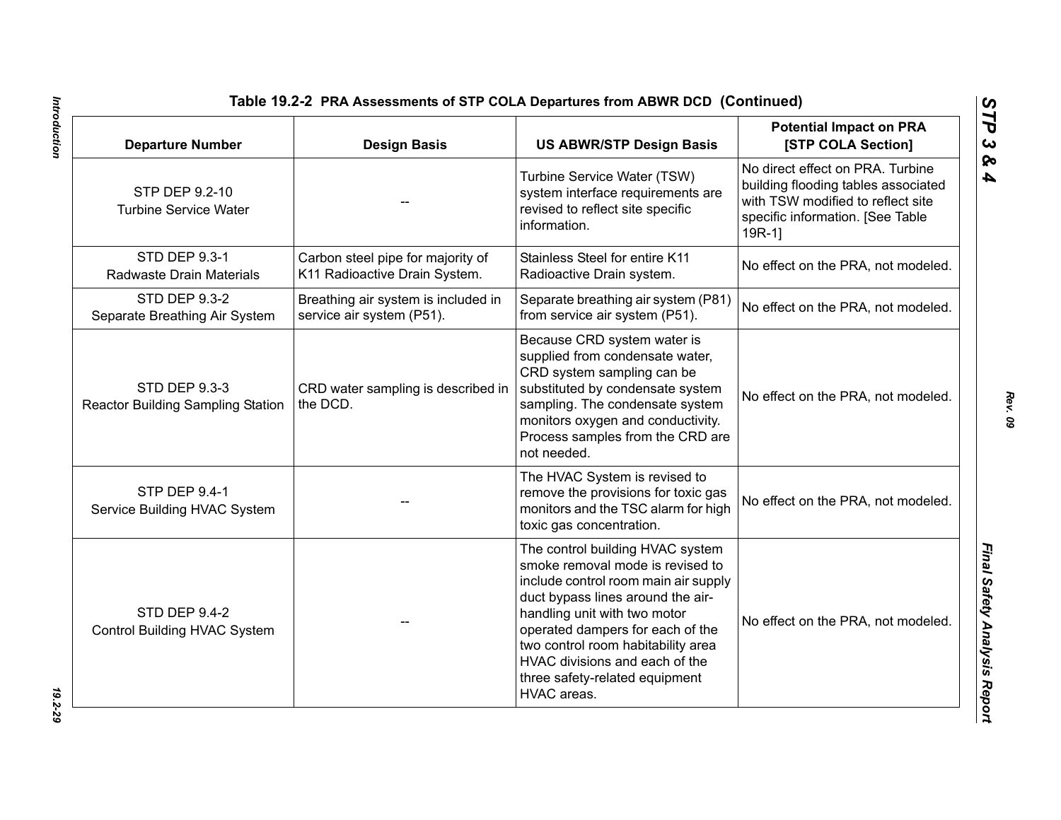**Table 19.2-2 PRA Assessments of STP COLA Departures from ABWR DCD (Continued)**

| Departure Number | Design Basis | US ABWR/STP Design Basis | Potential Impact on PRA [STP COLA Section] |
|---|---|---|---|
| STP DEP 9.2-10 Turbine Service Water | -- | Turbine Service Water (TSW) system interface requirements are revised to reflect site specific information. | No direct effect on PRA. Turbine building flooding tables associated with TSW modified to reflect site specific information. [See Table 19R-1] |
| STD DEP 9.3-1 Radwaste Drain Materials | Carbon steel pipe for majority of K11 Radioactive Drain System. | Stainless Steel for entire K11 Radioactive Drain system. | No effect on the PRA, not modeled. |
| STD DEP 9.3-2 Separate Breathing Air System | Breathing air system is included in service air system (P51). | Separate breathing air system (P81) from service air system (P51). | No effect on the PRA, not modeled. |
| STD DEP 9.3-3 Reactor Building Sampling Station | CRD water sampling is described in the DCD. | Because CRD system water is supplied from condensate water, CRD system sampling can be substituted by condensate system sampling. The condensate system monitors oxygen and conductivity. Process samples from the CRD are not needed. | No effect on the PRA, not modeled. |
| STP DEP 9.4-1 Service Building HVAC System | -- | The HVAC System is revised to remove the provisions for toxic gas monitors and the TSC alarm for high toxic gas concentration. | No effect on the PRA, not modeled. |
| STD DEP 9.4-2 Control Building HVAC System | -- | The control building HVAC system smoke removal mode is revised to include control room main air supply duct bypass lines around the air-handling unit with two motor operated dampers for each of the two control room habitability area HVAC divisions and each of the three safety-related equipment HVAC areas. | No effect on the PRA, not modeled. |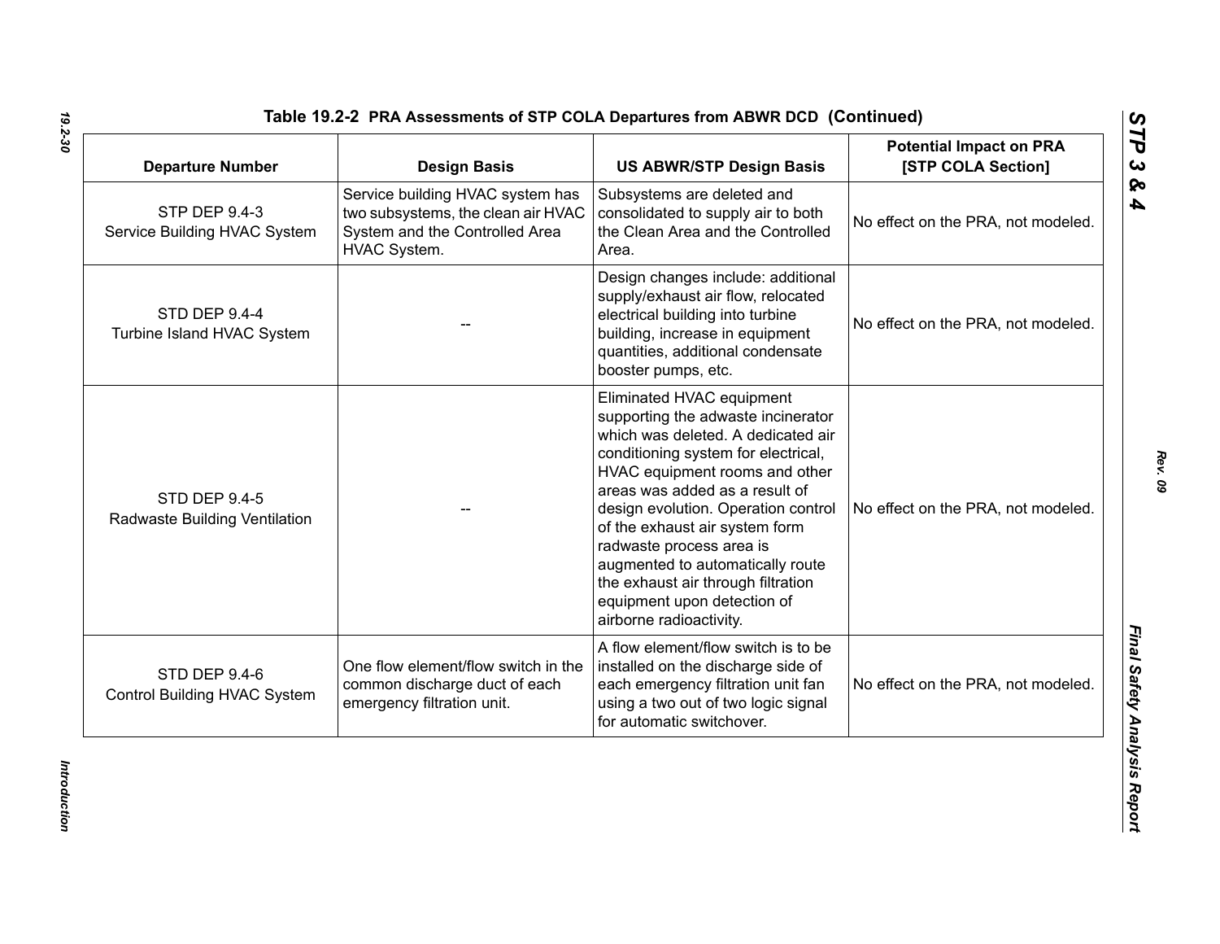**Table 19.2-2 PRA Assessments of STP COLA Departures from ABWR DCD (Continued)**

| Departure Number | Design Basis | US ABWR/STP Design Basis | Potential Impact on PRA [STP COLA Section] |
|---|---|---|---|
| STP DEP 9.4-3 Service Building HVAC System | Service building HVAC system has two subsystems, the clean air HVAC System and the Controlled Area HVAC System. | Subsystems are deleted and consolidated to supply air to both the Clean Area and the Controlled Area. | No effect on the PRA, not modeled. |
| STD DEP 9.4-4 Turbine Island HVAC System | -- | Design changes include: additional supply/exhaust air flow, relocated electrical building into turbine building, increase in equipment quantities, additional condensate booster pumps, etc. | No effect on the PRA, not modeled. |
| STD DEP 9.4-5 Radwaste Building Ventilation | -- | Eliminated HVAC equipment supporting the adwaste incinerator which was deleted. A dedicated air conditioning system for electrical, HVAC equipment rooms and other areas was added as a result of design evolution. Operation control of the exhaust air system form radwaste process area is augmented to automatically route the exhaust air through filtration equipment upon detection of airborne radioactivity. | No effect on the PRA, not modeled. |
| STD DEP 9.4-6 Control Building HVAC System | One flow element/flow switch in the common discharge duct of each emergency filtration unit. | A flow element/flow switch is to be installed on the discharge side of each emergency filtration unit fan using a two out of two logic signal for automatic switchover. | No effect on the PRA, not modeled. |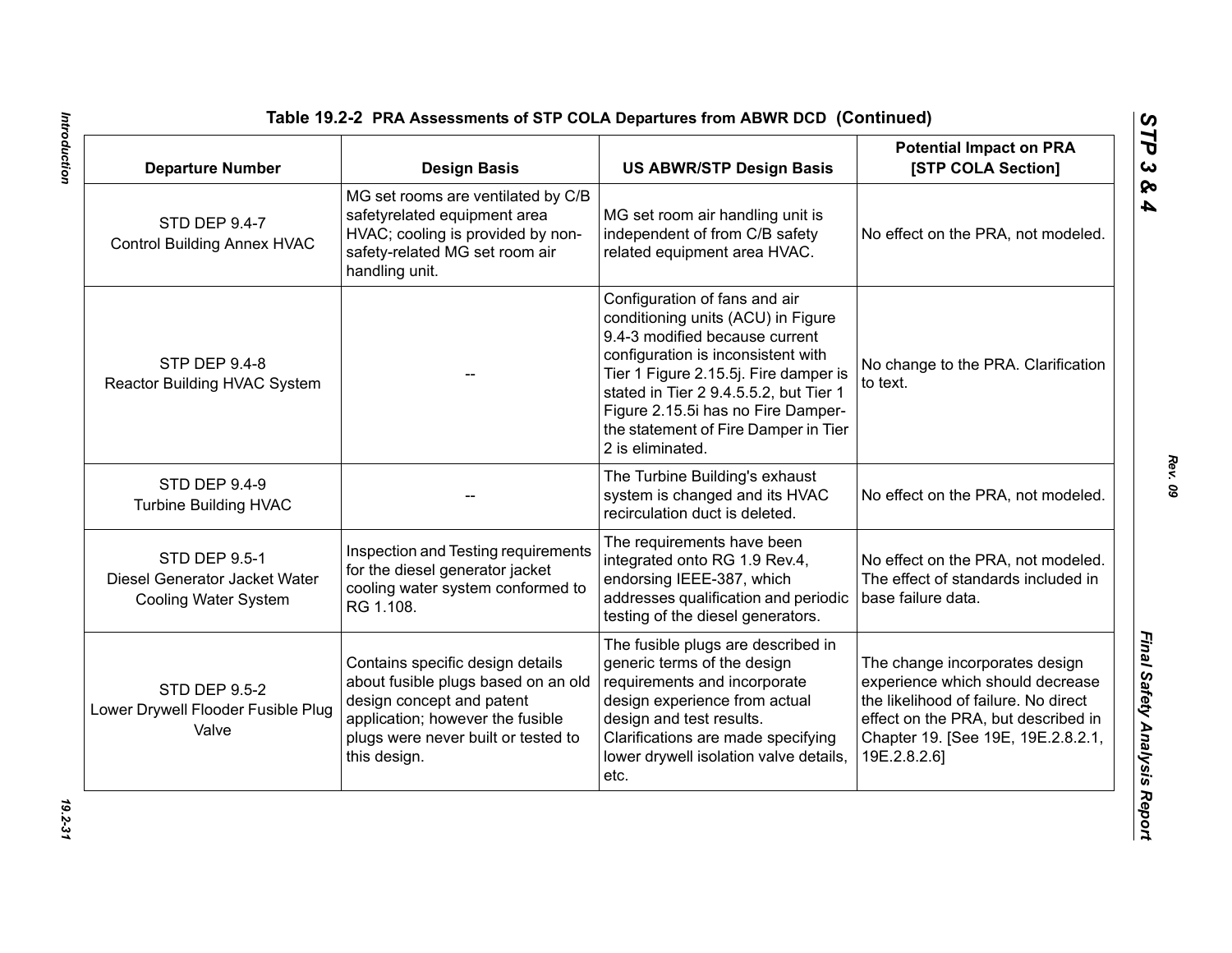**Table 19.2-2 PRA Assessments of STP COLA Departures from ABWR DCD (Continued)**

| Departure Number | Design Basis | US ABWR/STP Design Basis | Potential Impact on PRA [STP COLA Section] |
|---|---|---|---|
| STD DEP 9.4-7 Control Building Annex HVAC | MG set rooms are ventilated by C/B safetyrelated equipment area HVAC; cooling is provided by non-safety-related MG set room air handling unit. | MG set room air handling unit is independent of from C/B safety related equipment area HVAC. | No effect on the PRA, not modeled. |
| STP DEP 9.4-8 Reactor Building HVAC System | -- | Configuration of fans and air conditioning units (ACU) in Figure 9.4-3 modified because current configuration is inconsistent with Tier 1 Figure 2.15.5j. Fire damper is stated in Tier 2 9.4.5.5.2, but Tier 1 Figure 2.15.5i has no Fire Damper- the statement of Fire Damper in Tier 2 is eliminated. | No change to the PRA. Clarification to text. |
| STD DEP 9.4-9 Turbine Building HVAC | -- | The Turbine Building's exhaust system is changed and its HVAC recirculation duct is deleted. | No effect on the PRA, not modeled. |
| STD DEP 9.5-1 Diesel Generator Jacket Water Cooling Water System | Inspection and Testing requirements for the diesel generator jacket cooling water system conformed to RG 1.108. | The requirements have been integrated onto RG 1.9 Rev.4, endorsing IEEE-387, which addresses qualification and periodic testing of the diesel generators. | No effect on the PRA, not modeled. The effect of standards included in base failure data. |
| STD DEP 9.5-2 Lower Drywell Flooder Fusible Plug Valve | Contains specific design details about fusible plugs based on an old design concept and patent application; however the fusible plugs were never built or tested to this design. | The fusible plugs are described in generic terms of the design requirements and incorporate design experience from actual design and test results. Clarifications are made specifying lower drywell isolation valve details, etc. | The change incorporates design experience which should decrease the likelihood of failure. No direct effect on the PRA, but described in Chapter 19. [See 19E, 19E.2.8.2.1, 19E.2.8.2.6] |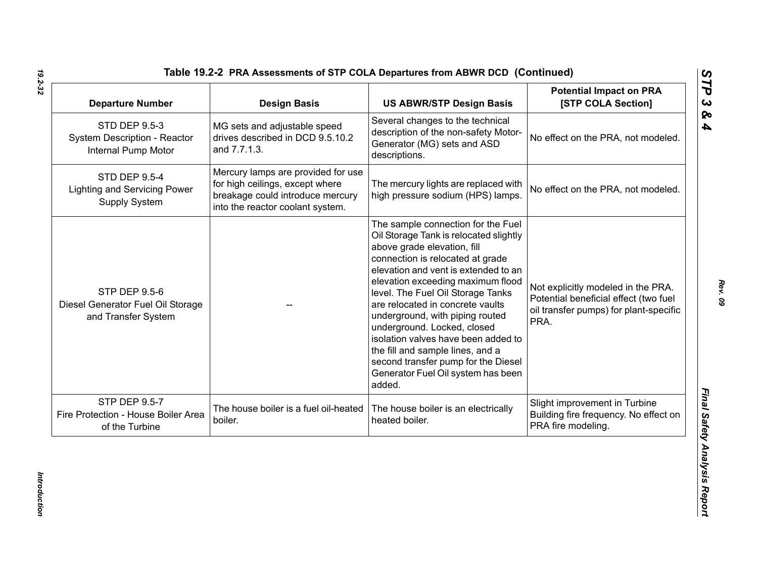## Table 19.2-2 PRA Assessments of STP COLA Departures from ABWR DCD (Continued)

| Departure Number | Design Basis | US ABWR/STP Design Basis | Potential Impact on PRA [STP COLA Section] |
|---|---|---|---|
| STD DEP 9.5-3 System Description - Reactor Internal Pump Motor | MG sets and adjustable speed drives described in DCD 9.5.10.2 and 7.7.1.3. | Several changes to the technical description of the non-safety Motor-Generator (MG) sets and ASD descriptions. | No effect on the PRA, not modeled. |
| STD DEP 9.5-4 Lighting and Servicing Power Supply System | Mercury lamps are provided for use for high ceilings, except where breakage could introduce mercury into the reactor coolant system. | The mercury lights are replaced with high pressure sodium (HPS) lamps. | No effect on the PRA, not modeled. |
| STP DEP 9.5-6 Diesel Generator Fuel Oil Storage and Transfer System | -- | The sample connection for the Fuel Oil Storage Tank is relocated slightly above grade elevation, fill connection is relocated at grade elevation and vent is extended to an elevation exceeding maximum flood level. The Fuel Oil Storage Tanks are relocated in concrete vaults underground, with piping routed underground. Locked, closed isolation valves have been added to the fill and sample lines, and a second transfer pump for the Diesel Generator Fuel Oil system has been added. | Not explicitly modeled in the PRA. Potential beneficial effect (two fuel oil transfer pumps) for plant-specific PRA. |
| STP DEP 9.5-7 Fire Protection - House Boiler Area of the Turbine | The house boiler is a fuel oil-heated boiler. | The house boiler is an electrically heated boiler. | Slight improvement in Turbine Building fire frequency. No effect on PRA fire modeling. |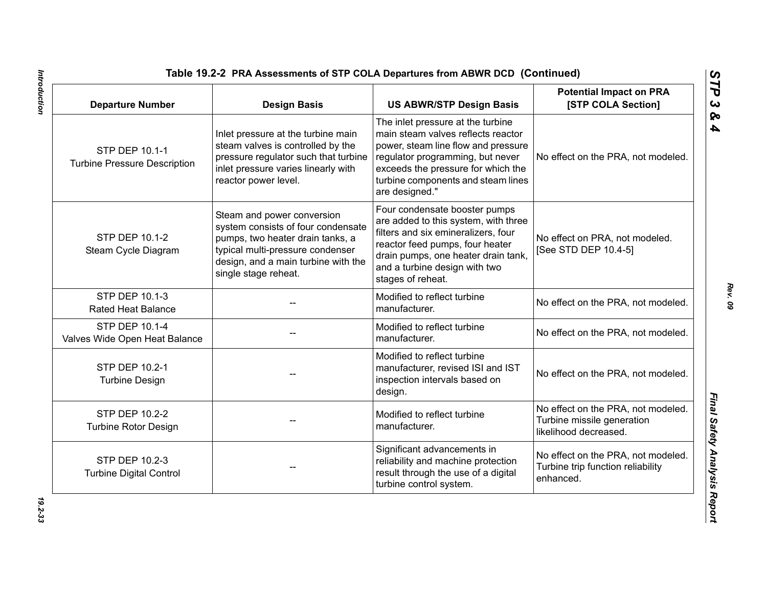**Table 19.2-2 PRA Assessments of STP COLA Departures from ABWR DCD (Continued)**

| Departure Number | Design Basis | US ABWR/STP Design Basis | Potential Impact on PRA [STP COLA Section] |
|---|---|---|---|
| STP DEP 10.1-1 Turbine Pressure Description | Inlet pressure at the turbine main steam valves is controlled by the pressure regulator such that turbine inlet pressure varies linearly with reactor power level. | The inlet pressure at the turbine main steam valves reflects reactor power, steam line flow and pressure regulator programming, but never exceeds the pressure for which the turbine components and steam lines are designed." | No effect on the PRA, not modeled. |
| STP DEP 10.1-2 Steam Cycle Diagram | Steam and power conversion system consists of four condensate pumps, two heater drain tanks, a typical multi-pressure condenser design, and a main turbine with the single stage reheat. | Four condensate booster pumps are added to this system, with three filters and six emineralizers, four reactor feed pumps, four heater drain pumps, one heater drain tank, and a turbine design with two stages of reheat. | No effect on PRA, not modeled. [See STD DEP 10.4-5] |
| STP DEP 10.1-3 Rated Heat Balance | -- | Modified to reflect turbine manufacturer. | No effect on the PRA, not modeled. |
| STP DEP 10.1-4 Valves Wide Open Heat Balance | -- | Modified to reflect turbine manufacturer. | No effect on the PRA, not modeled. |
| STP DEP 10.2-1 Turbine Design | -- | Modified to reflect turbine manufacturer, revised ISI and IST inspection intervals based on design. | No effect on the PRA, not modeled. |
| STP DEP 10.2-2 Turbine Rotor Design | -- | Modified to reflect turbine manufacturer. | No effect on the PRA, not modeled. Turbine missile generation likelihood decreased. |
| STP DEP 10.2-3 Turbine Digital Control | -- | Significant advancements in reliability and machine protection result through the use of a digital turbine control system. | No effect on the PRA, not modeled. Turbine trip function reliability enhanced. |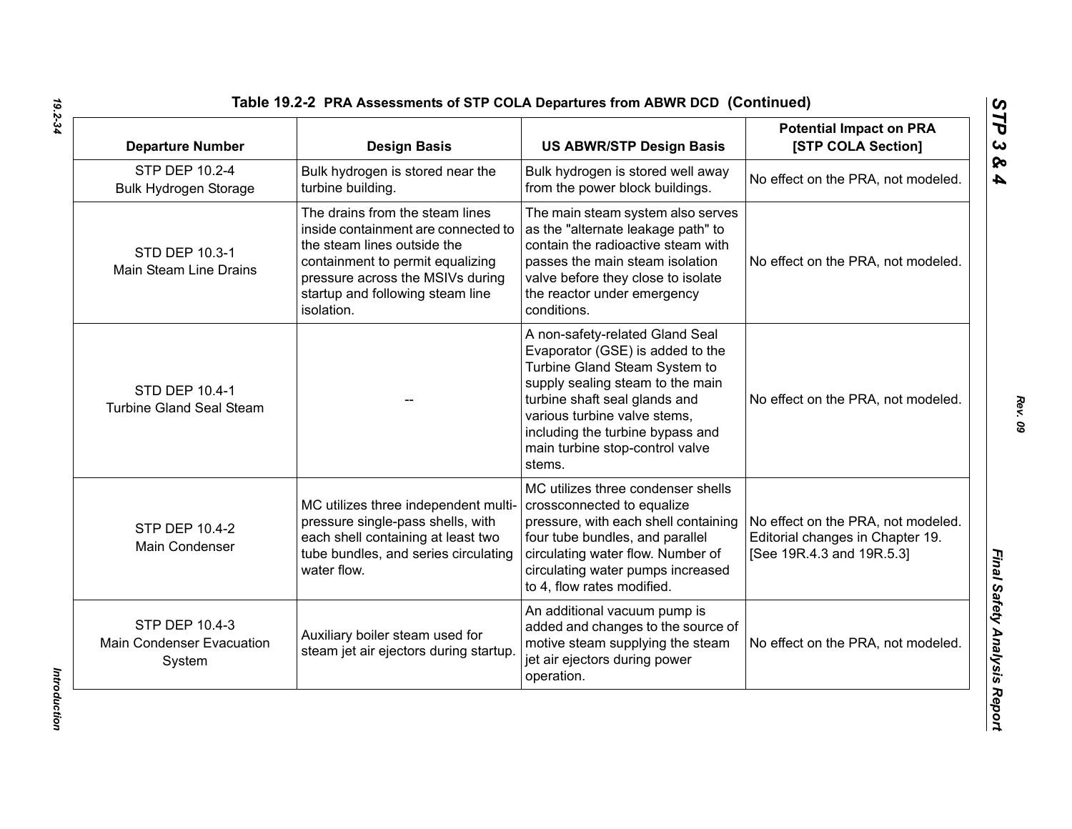**Table 19.2-2 PRA Assessments of STP COLA Departures from ABWR DCD (Continued)**

| Departure Number | Design Basis | US ABWR/STP Design Basis | Potential Impact on PRA [STP COLA Section] |
|---|---|---|---|
| STP DEP 10.2-4 Bulk Hydrogen Storage | Bulk hydrogen is stored near the turbine building. | Bulk hydrogen is stored well away from the power block buildings. | No effect on the PRA, not modeled. |
| STD DEP 10.3-1 Main Steam Line Drains | The drains from the steam lines inside containment are connected to the steam lines outside the containment to permit equalizing pressure across the MSIVs during startup and following steam line isolation. | The main steam system also serves as the "alternate leakage path" to contain the radioactive steam with passes the main steam isolation valve before they close to isolate the reactor under emergency conditions. | No effect on the PRA, not modeled. |
| STD DEP 10.4-1 Turbine Gland Seal Steam | -- | A non-safety-related Gland Seal Evaporator (GSE) is added to the Turbine Gland Steam System to supply sealing steam to the main turbine shaft seal glands and various turbine valve stems, including the turbine bypass and main turbine stop-control valve stems. | No effect on the PRA, not modeled. |
| STP DEP 10.4-2 Main Condenser | MC utilizes three independent multi-pressure single-pass shells, with each shell containing at least two tube bundles, and series circulating water flow. | MC utilizes three condenser shells crossconnected to equalize pressure, with each shell containing four tube bundles, and parallel circulating water flow. Number of circulating water pumps increased to 4, flow rates modified. | No effect on the PRA, not modeled. Editorial changes in Chapter 19. [See 19R.4.3 and 19R.5.3] |
| STP DEP 10.4-3 Main Condenser Evacuation System | Auxiliary boiler steam used for steam jet air ejectors during startup. | An additional vacuum pump is added and changes to the source of motive steam supplying the steam jet air ejectors during power operation. | No effect on the PRA, not modeled. |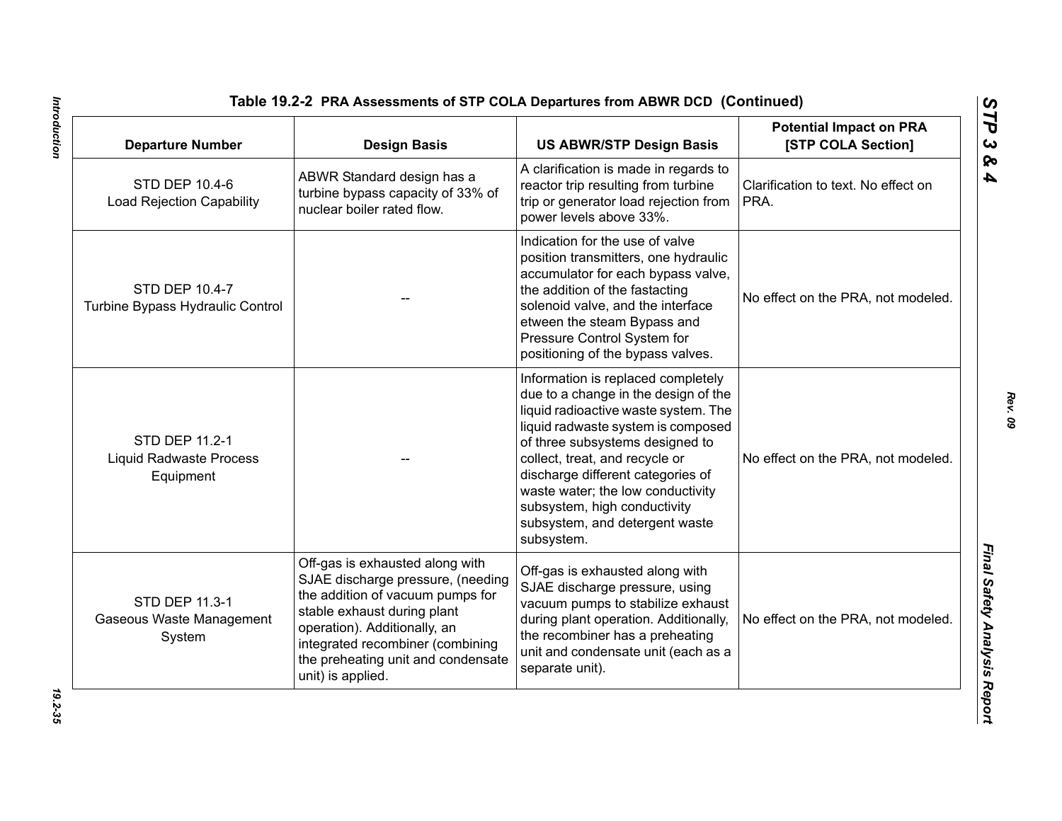**Table 19.2-2 PRA Assessments of STP COLA Departures from ABWR DCD (Continued)**

| Departure Number | Design Basis | US ABWR/STP Design Basis | Potential Impact on PRA [STP COLA Section] |
|---|---|---|---|
| STD DEP 10.4-6 Load Rejection Capability | ABWR Standard design has a turbine bypass capacity of 33% of nuclear boiler rated flow. | A clarification is made in regards to reactor trip resulting from turbine trip or generator load rejection from power levels above 33%. | Clarification to text. No effect on PRA. |
| STD DEP 10.4-7 Turbine Bypass Hydraulic Control | -- | Indication for the use of valve position transmitters, one hydraulic accumulator for each bypass valve, the addition of the fastacting solenoid valve, and the interface etween the steam Bypass and Pressure Control System for positioning of the bypass valves. | No effect on the PRA, not modeled. |
| STD DEP 11.2-1 Liquid Radwaste Process Equipment | -- | Information is replaced completely due to a change in the design of the liquid radioactive waste system. The liquid radwaste system is composed of three subsystems designed to collect, treat, and recycle or discharge different categories of waste water; the low conductivity subsystem, high conductivity subsystem, and detergent waste subsystem. | No effect on the PRA, not modeled. |
| STD DEP 11.3-1 Gaseous Waste Management System | Off-gas is exhausted along with SJAE discharge pressure, (needing the addition of vacuum pumps for stable exhaust during plant operation). Additionally, an integrated recombiner (combining the preheating unit and condensate unit) is applied. | Off-gas is exhausted along with SJAE discharge pressure, using vacuum pumps to stabilize exhaust during plant operation. Additionally, the recombiner has a preheating unit and condensate unit (each as a separate unit). | No effect on the PRA, not modeled. |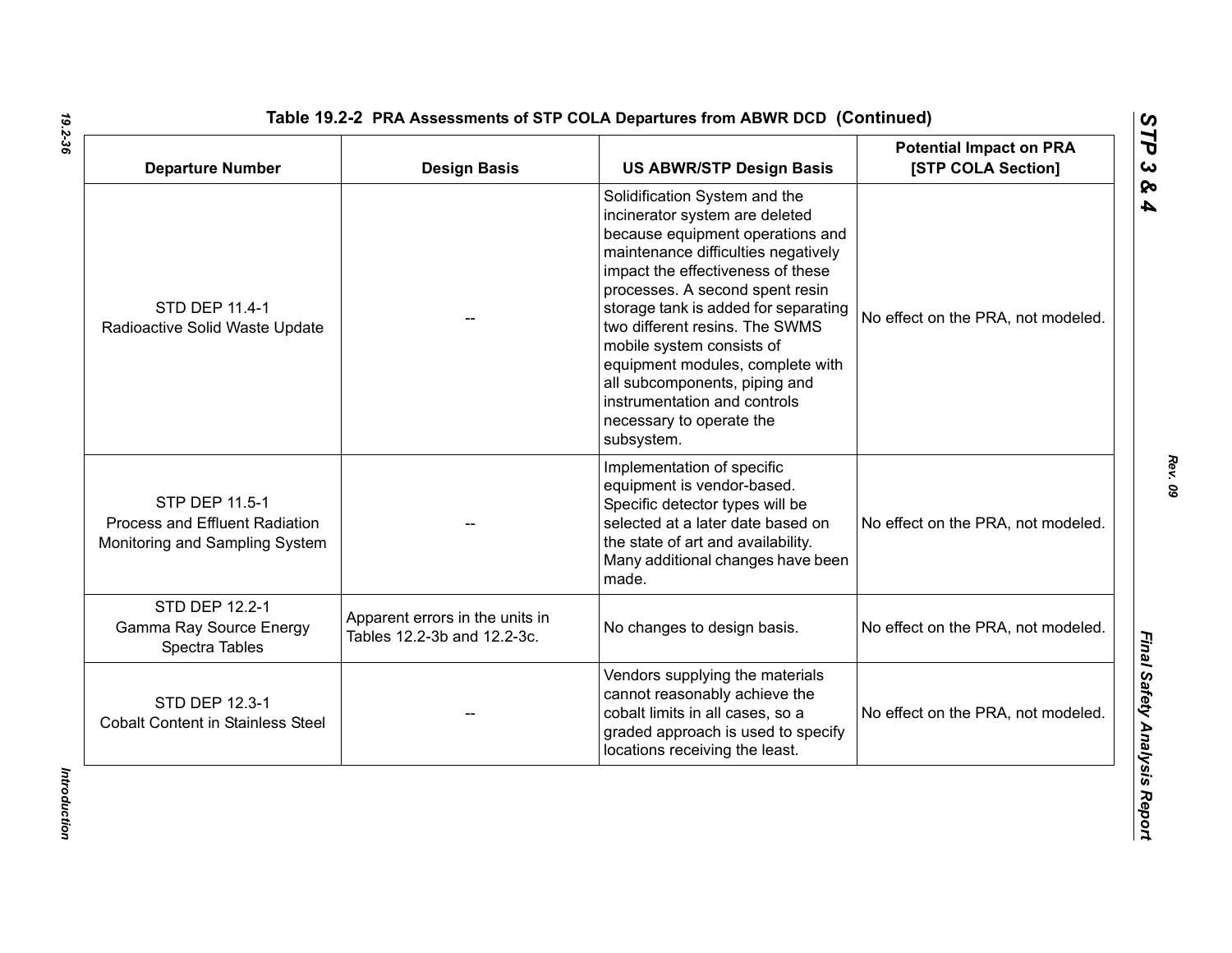**Table 19.2-2 PRA Assessments of STP COLA Departures from ABWR DCD (Continued)**

| Departure Number | Design Basis | US ABWR/STP Design Basis | Potential Impact on PRA [STP COLA Section] |
|---|---|---|---|
| STD DEP 11.4-1 Radioactive Solid Waste Update | -- | Solidification System and the incinerator system are deleted because equipment operations and maintenance difficulties negatively impact the effectiveness of these processes. A second spent resin storage tank is added for separating two different resins. The SWMS mobile system consists of equipment modules, complete with all subcomponents, piping and instrumentation and controls necessary to operate the subsystem. | No effect on the PRA, not modeled. |
| STP DEP 11.5-1 Process and Effluent Radiation Monitoring and Sampling System | -- | Implementation of specific equipment is vendor-based. Specific detector types will be selected at a later date based on the state of art and availability. Many additional changes have been made. | No effect on the PRA, not modeled. |
| STD DEP 12.2-1 Gamma Ray Source Energy Spectra Tables | Apparent errors in the units in Tables 12.2-3b and 12.2-3c. | No changes to design basis. | No effect on the PRA, not modeled. |
| STD DEP 12.3-1 Cobalt Content in Stainless Steel | -- | Vendors supplying the materials cannot reasonably achieve the cobalt limits in all cases, so a graded approach is used to specify locations receiving the least. | No effect on the PRA, not modeled. |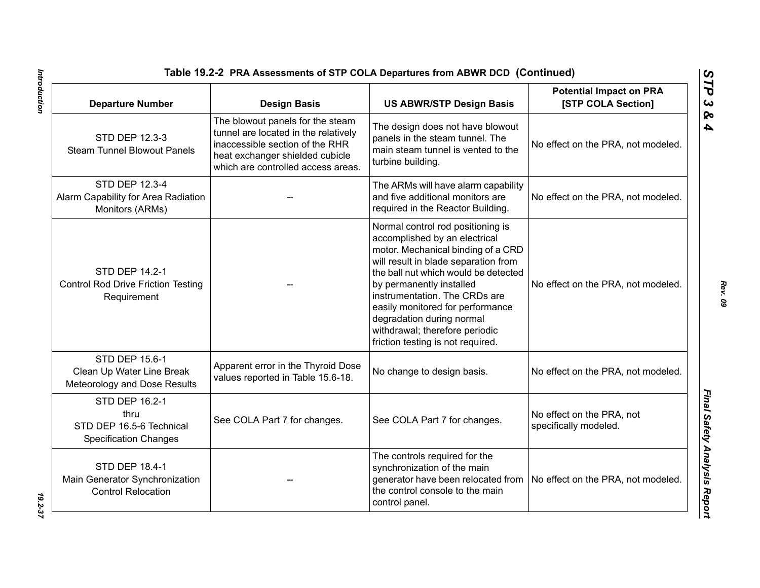## Table 19.2-2 PRA Assessments of STP COLA Departures from ABWR DCD (Continued)

| Departure Number | Design Basis | US ABWR/STP Design Basis | Potential Impact on PRA [STP COLA Section] |
|---|---|---|---|
| STD DEP 12.3-3 Steam Tunnel Blowout Panels | The blowout panels for the steam tunnel are located in the relatively inaccessible section of the RHR heat exchanger shielded cubicle which are controlled access areas. | The design does not have blowout panels in the steam tunnel. The main steam tunnel is vented to the turbine building. | No effect on the PRA, not modeled. |
| STD DEP 12.3-4 Alarm Capability for Area Radiation Monitors (ARMs) | -- | The ARMs will have alarm capability and five additional monitors are required in the Reactor Building. | No effect on the PRA, not modeled. |
| STD DEP 14.2-1 Control Rod Drive Friction Testing Requirement | -- | Normal control rod positioning is accomplished by an electrical motor. Mechanical binding of a CRD will result in blade separation from the ball nut which would be detected by permanently installed instrumentation. The CRDs are easily monitored for performance degradation during normal withdrawal; therefore periodic friction testing is not required. | No effect on the PRA, not modeled. |
| STD DEP 15.6-1 Clean Up Water Line Break Meteorology and Dose Results | Apparent error in the Thyroid Dose values reported in Table 15.6-18. | No change to design basis. | No effect on the PRA, not modeled. |
| STD DEP 16.2-1 thru STD DEP 16.5-6 Technical Specification Changes | See COLA Part 7 for changes. | See COLA Part 7 for changes. | No effect on the PRA, not specifically modeled. |
| STD DEP 18.4-1 Main Generator Synchronization Control Relocation | -- | The controls required for the synchronization of the main generator have been relocated from the control console to the main control panel. | No effect on the PRA, not modeled. |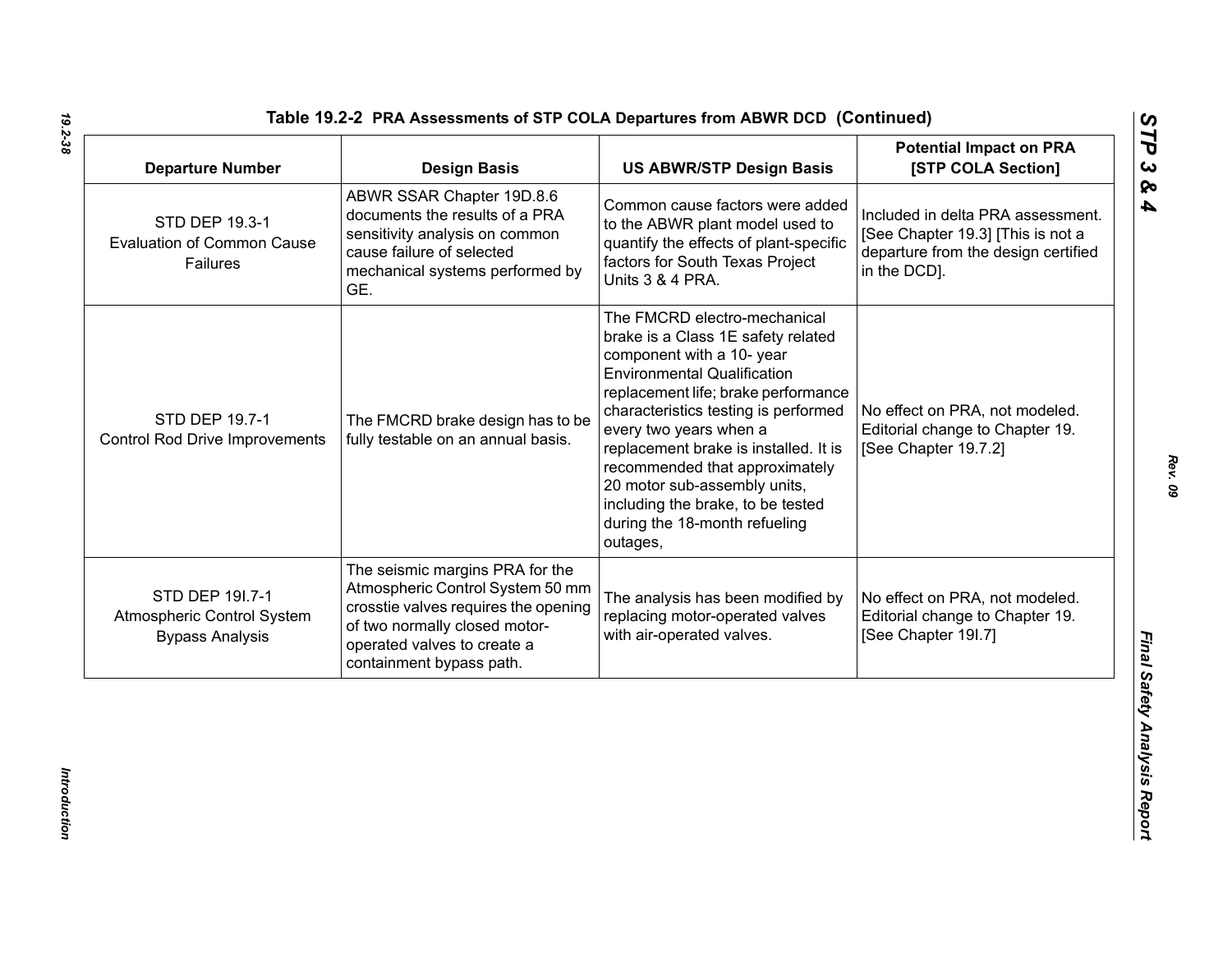**Table 19.2-2 PRA Assessments of STP COLA Departures from ABWR DCD (Continued)**

| Departure Number | Design Basis | US ABWR/STP Design Basis | Potential Impact on PRA [STP COLA Section] |
|---|---|---|---|
| STD DEP 19.3-1 Evaluation of Common Cause Failures | ABWR SSAR Chapter 19D.8.6 documents the results of a PRA sensitivity analysis on common cause failure of selected mechanical systems performed by GE. | Common cause factors were added to the ABWR plant model used to quantify the effects of plant-specific factors for South Texas Project Units 3 & 4 PRA. | Included in delta PRA assessment. [See Chapter 19.3] [This is not a departure from the design certified in the DCD]. |
| STD DEP 19.7-1 Control Rod Drive Improvements | The FMCRD brake design has to be fully testable on an annual basis. | The FMCRD electro-mechanical brake is a Class 1E safety related component with a 10- year Environmental Qualification replacement life; brake performance characteristics testing is performed every two years when a replacement brake is installed. It is recommended that approximately 20 motor sub-assembly units, including the brake, to be tested during the 18-month refueling outages, | No effect on PRA, not modeled. Editorial change to Chapter 19. [See Chapter 19.7.2] |
| STD DEP 19I.7-1 Atmospheric Control System Bypass Analysis | The seismic margins PRA for the Atmospheric Control System 50 mm crosstie valves requires the opening of two normally closed motor-operated valves to create a containment bypass path. | The analysis has been modified by replacing motor-operated valves with air-operated valves. | No effect on PRA, not modeled. Editorial change to Chapter 19. [See Chapter 19I.7] |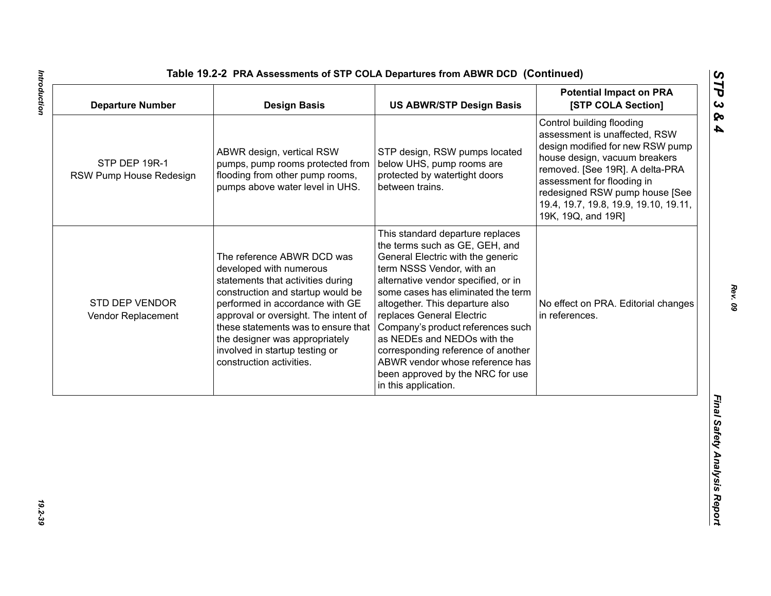**Table 19.2-2 PRA Assessments of STP COLA Departures from ABWR DCD (Continued)**

| Departure Number | Design Basis | US ABWR/STP Design Basis | Potential Impact on PRA [STP COLA Section] |
|---|---|---|---|
| STP DEP 19R-1 RSW Pump House Redesign | ABWR design, vertical RSW pumps, pump rooms protected from flooding from other pump rooms, pumps above water level in UHS. | STP design, RSW pumps located below UHS, pump rooms are protected by watertight doors between trains. | Control building flooding assessment is unaffected, RSW design modified for new RSW pump house design, vacuum breakers removed. [See 19R]. A delta-PRA assessment for flooding in redesigned RSW pump house [See 19.4, 19.7, 19.8, 19.9, 19.10, 19.11, 19K, 19Q, and 19R] |
| STD DEP VENDOR Vendor Replacement | The reference ABWR DCD was developed with numerous statements that activities during construction and startup would be performed in accordance with GE approval or oversight. The intent of these statements was to ensure that the designer was appropriately involved in startup testing or construction activities. | This standard departure replaces the terms such as GE, GEH, and General Electric with the generic term NSSS Vendor, with an alternative vendor specified, or in some cases has eliminated the term altogether. This departure also replaces General Electric Company's product references such as NEDEs and NEDOs with the corresponding reference of another ABWR vendor whose reference has been approved by the NRC for use in this application. | No effect on PRA. Editorial changes in references. |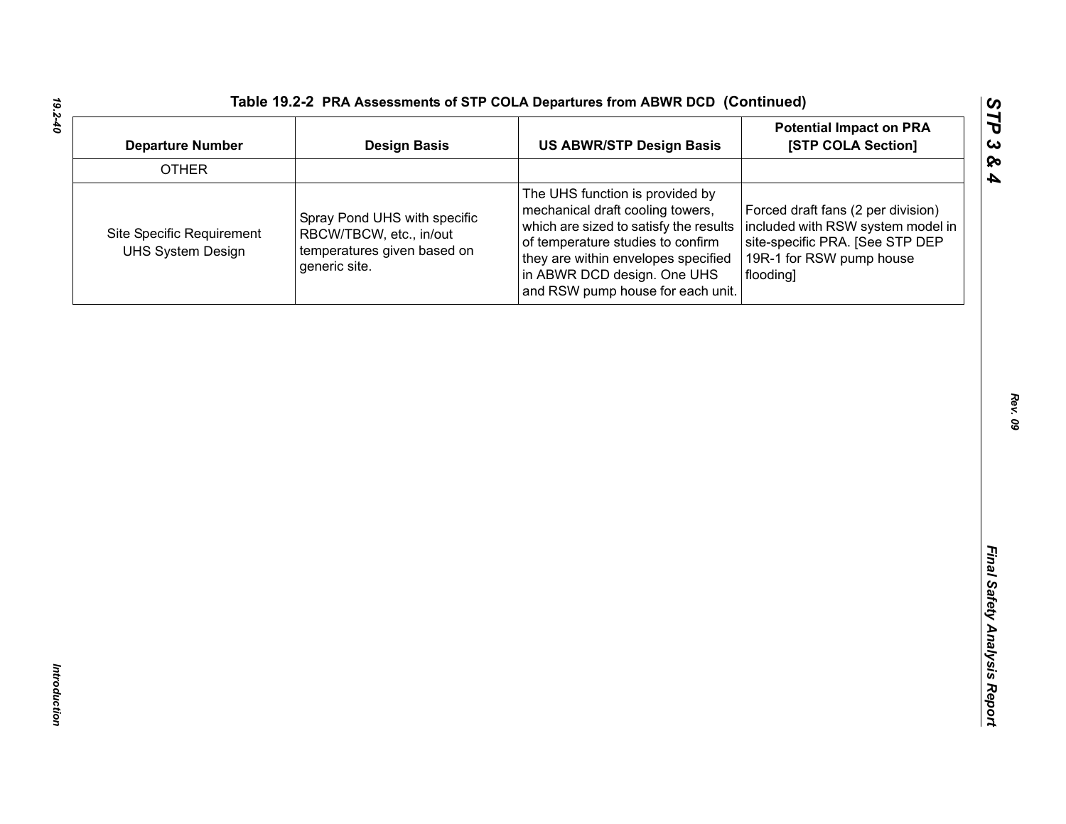Table 19.2-2 PRA Assessments of STP COLA Departures from ABWR DCD (Continued)

| Departure Number | Design Basis | US ABWR/STP Design Basis | Potential Impact on PRA [STP COLA Section] |
|---|---|---|---|
| OTHER | | | |
| Site Specific Requirement UHS System Design | Spray Pond UHS with specific RBCW/TBCW, etc., in/out temperatures given based on generic site. | The UHS function is provided by mechanical draft cooling towers, which are sized to satisfy the results of temperature studies to confirm they are within envelopes specified in ABWR DCD design. One UHS and RSW pump house for each unit. | Forced draft fans (2 per division) included with RSW system model in site-specific PRA. [See STP DEP 19R-1 for RSW pump house flooding] |